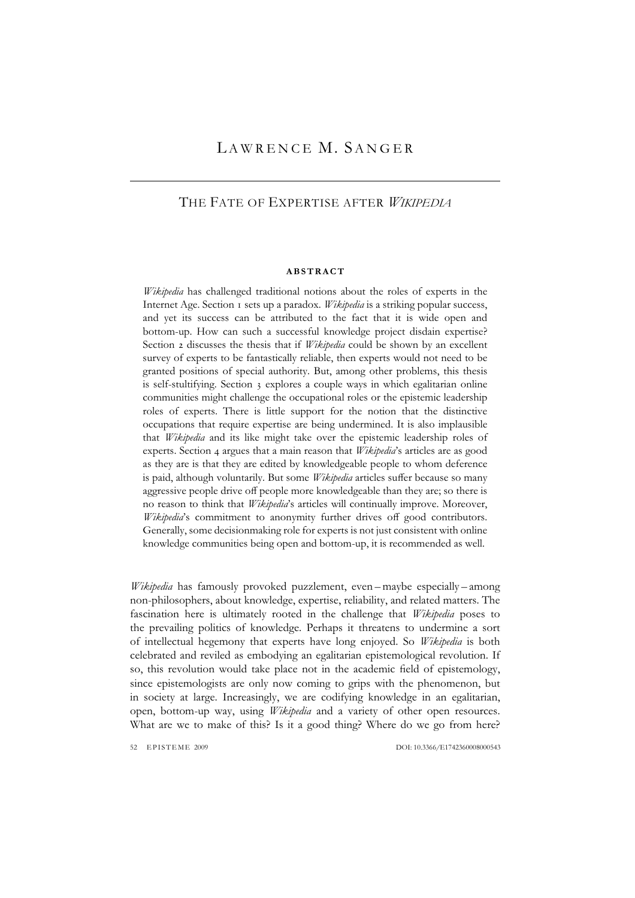# LAWRENCE M. SANGER

## THE FATE OF EXPERTISE AFTER *WIKIPEDIA*

### ABSTRACT

*Wikipedia* has challenged traditional notions about the roles of experts in the Internet Age. Section 1 sets up a paradox. *Wikipedia* is a striking popular success, and yet its success can be attributed to the fact that it is wide open and bottom-up. How can such a successful knowledge project disdain expertise? Section 2 discusses the thesis that if *Wikipedia* could be shown by an excellent survey of experts to be fantastically reliable, then experts would not need to be granted positions of special authority. But, among other problems, this thesis is self-stultifying. Section 3 explores a couple ways in which egalitarian online communities might challenge the occupational roles or the epistemic leadership roles of experts. There is little support for the notion that the distinctive occupations that require expertise are being undermined. It is also implausible that *Wikipedia* and its like might take over the epistemic leadership roles of experts. Section 4 argues that a main reason that *Wikipedia*'s articles are as good as they are is that they are edited by knowledgeable people to whom deference is paid, although voluntarily. But some *Wikipedia* articles suffer because so many aggressive people drive off people more knowledgeable than they are; so there is no reason to think that *Wikipedia*'s articles will continually improve. Moreover, *Wikipedia*'s commitment to anonymity further drives off good contributors. Generally, some decisionmaking role for experts is not just consistent with online knowledge communities being open and bottom-up, it is recommended as well.

*Wikipedia* has famously provoked puzzlement, even – maybe especially – among non-philosophers, about knowledge, expertise, reliability, and related matters. The fascination here is ultimately rooted in the challenge that *Wikipedia* poses to the prevailing politics of knowledge. Perhaps it threatens to undermine a sort of intellectual hegemony that experts have long enjoyed. So *Wikipedia* is both celebrated and reviled as embodying an egalitarian epistemological revolution. If so, this revolution would take place not in the academic field of epistemology, since epistemologists are only now coming to grips with the phenomenon, but in society at large. Increasingly, we are codifying knowledge in an egalitarian, open, bottom-up way, using *Wikipedia* and a variety of other open resources. What are we to make of this? Is it a good thing? Where do we go from here?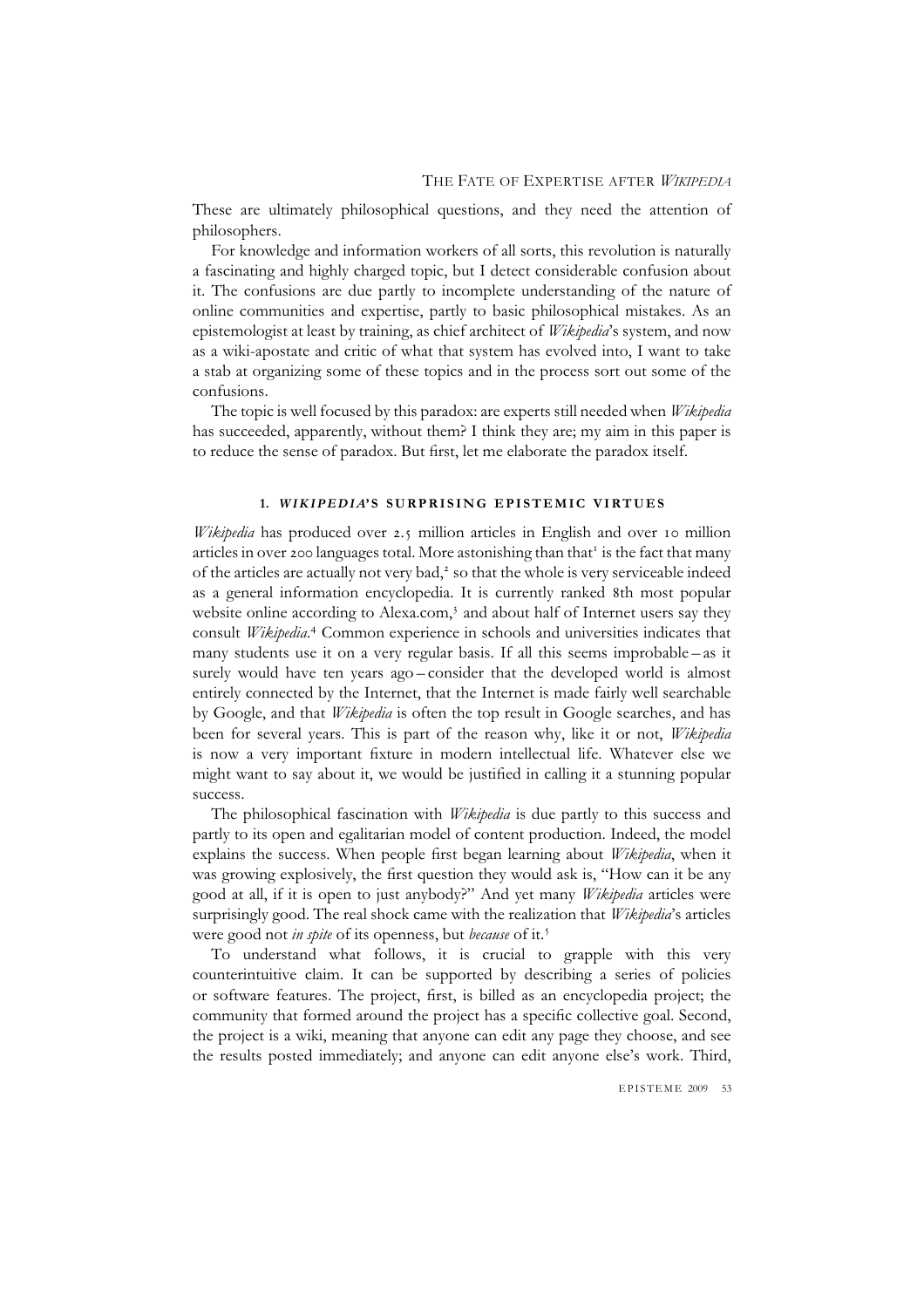These are ultimately philosophical questions, and they need the attention of philosophers.

For knowledge and information workers of all sorts, this revolution is naturally a fascinating and highly charged topic, but I detect considerable confusion about it. The confusions are due partly to incomplete understanding of the nature of online communities and expertise, partly to basic philosophical mistakes. As an epistemologist at least by training, as chief architect of *Wikipedia*'s system, and now as a wiki-apostate and critic of what that system has evolved into, I want to take a stab at organizing some of these topics and in the process sort out some of the confusions.

The topic is well focused by this paradox: are experts still needed when *Wikipedia* has succeeded, apparently, without them? I think they are; my aim in this paper is to reduce the sense of paradox. But first, let me elaborate the paradox itself.

## 1. *WIKIPEDIA*'S SURPRISING EPISTEMIC VIRTUES

*Wikipedia* has produced over 2.5 million articles in English and over 10 million articles in over 200 languages total. More astonishing than that[1] is the fact that many of the articles are actually not very bad,[2] so that the whole is very serviceable indeed as a general information encyclopedia. It is currently ranked 8th most popular website online according to Alexa.com,[3] and about half of Internet users say they consult *Wikipedia*.[4] Common experience in schools and universities indicates that many students use it on a very regular basis. If all this seems improbable – as it surely would have ten years ago – consider that the developed world is almost entirely connected by the Internet, that the Internet is made fairly well searchable by Google, and that *Wikipedia* is often the top result in Google searches, and has been for several years. This is part of the reason why, like it or not, *Wikipedia* is now a very important fixture in modern intellectual life. Whatever else we might want to say about it, we would be justified in calling it a stunning popular success.

The philosophical fascination with *Wikipedia* is due partly to this success and partly to its open and egalitarian model of content production. Indeed, the model explains the success. When people first began learning about *Wikipedia*, when it was growing explosively, the first question they would ask is, "How can it be any good at all, if it is open to just anybody?" And yet many *Wikipedia* articles were surprisingly good. The real shock came with the realization that *Wikipedia*'s articles were good not *in spite* of its openness, but *because* of it.[5]

To understand what follows, it is crucial to grapple with this very counterintuitive claim. It can be supported by describing a series of policies or software features. The project, first, is billed as an encyclopedia project; the community that formed around the project has a specific collective goal. Second, the project is a wiki, meaning that anyone can edit any page they choose, and see the results posted immediately; and anyone can edit anyone else's work. Third,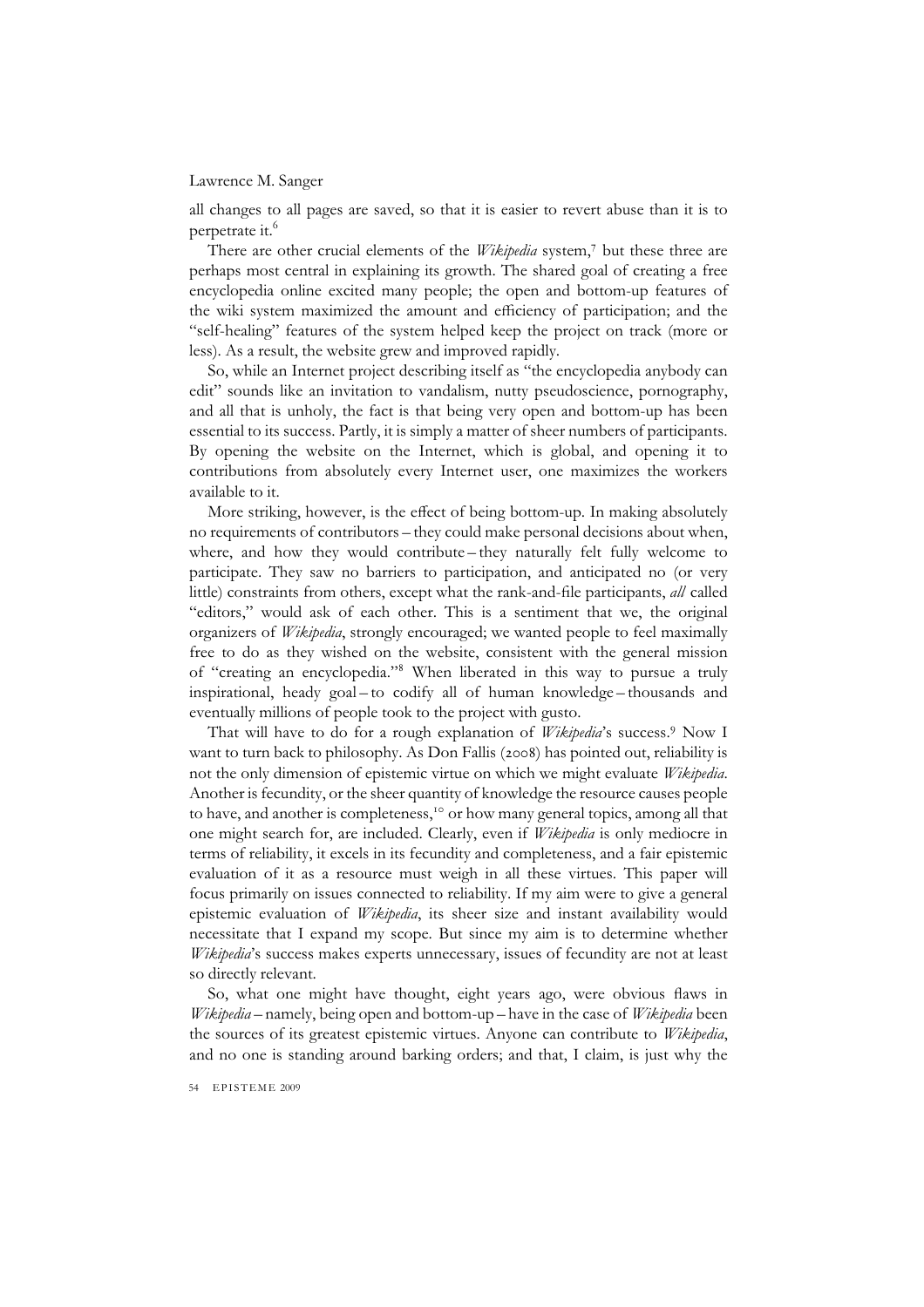all changes to all pages are saved, so that it is easier to revert abuse than it is to perpetrate it.[6]

There are other crucial elements of the *Wikipedia* system,[7] but these three are perhaps most central in explaining its growth. The shared goal of creating a free encyclopedia online excited many people; the open and bottom-up features of the wiki system maximized the amount and efficiency of participation; and the "self-healing" features of the system helped keep the project on track (more or less). As a result, the website grew and improved rapidly.

So, while an Internet project describing itself as "the encyclopedia anybody can edit" sounds like an invitation to vandalism, nutty pseudoscience, pornography, and all that is unholy, the fact is that being very open and bottom-up has been essential to its success. Partly, it is simply a matter of sheer numbers of participants. By opening the website on the Internet, which is global, and opening it to contributions from absolutely every Internet user, one maximizes the workers available to it.

More striking, however, is the effect of being bottom-up. In making absolutely no requirements of contributors – they could make personal decisions about when, where, and how they would contribute – they naturally felt fully welcome to participate. They saw no barriers to participation, and anticipated no (or very little) constraints from others, except what the rank-and-file participants, *all* called "editors," would ask of each other. This is a sentiment that we, the original organizers of *Wikipedia*, strongly encouraged; we wanted people to feel maximally free to do as they wished on the website, consistent with the general mission of "creating an encyclopedia."[8] When liberated in this way to pursue a truly inspirational, heady goal – to codify all of human knowledge – thousands and eventually millions of people took to the project with gusto.

That will have to do for a rough explanation of *Wikipedia*'s success.[9] Now I want to turn back to philosophy. As Don Fallis (2008) has pointed out, reliability is not the only dimension of epistemic virtue on which we might evaluate *Wikipedia*. Another is fecundity, or the sheer quantity of knowledge the resource causes people to have, and another is completeness,[10] or how many general topics, among all that one might search for, are included. Clearly, even if *Wikipedia* is only mediocre in terms of reliability, it excels in its fecundity and completeness, and a fair epistemic evaluation of it as a resource must weigh in all these virtues. This paper will focus primarily on issues connected to reliability. If my aim were to give a general epistemic evaluation of *Wikipedia*, its sheer size and instant availability would necessitate that I expand my scope. But since my aim is to determine whether *Wikipedia*'s success makes experts unnecessary, issues of fecundity are not at least so directly relevant.

So, what one might have thought, eight years ago, were obvious flaws in *Wikipedia* – namely, being open and bottom-up – have in the case of *Wikipedia* been the sources of its greatest epistemic virtues. Anyone can contribute to *Wikipedia*, and no one is standing around barking orders; and that, I claim, is just why the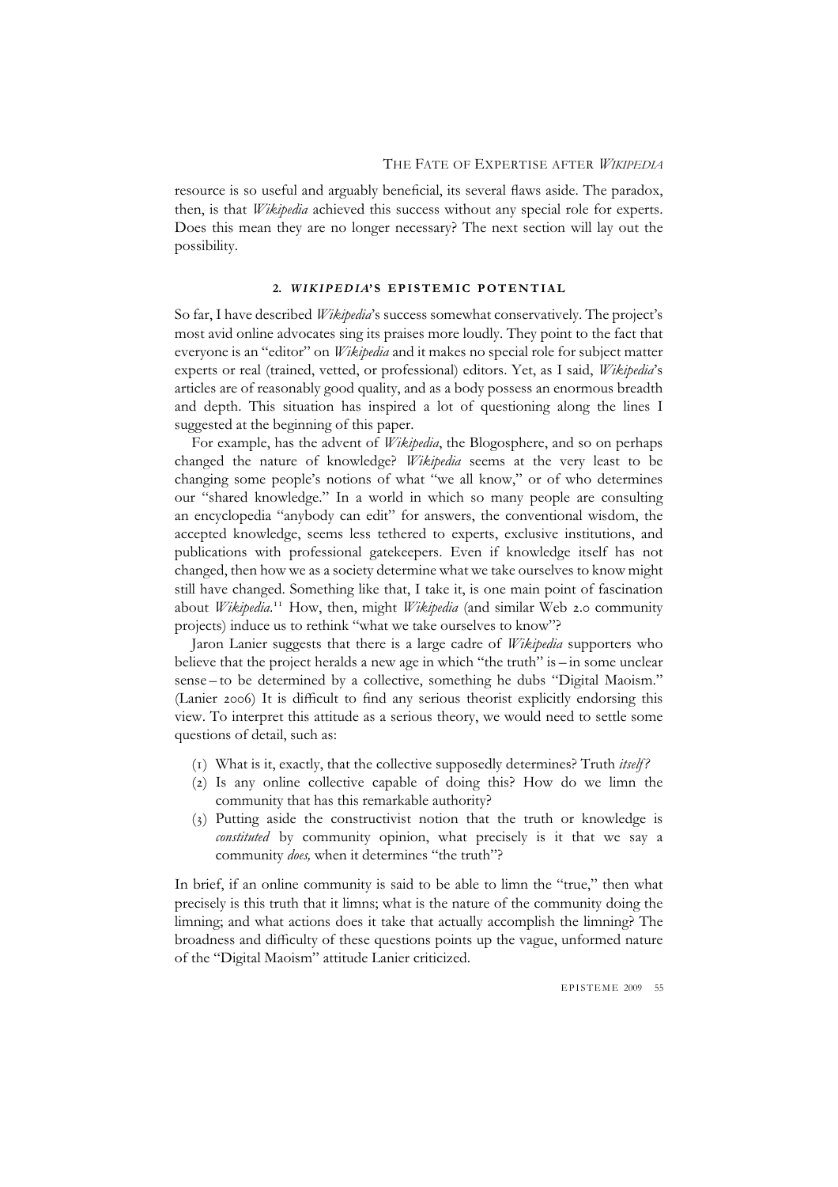resource is so useful and arguably beneficial, its several flaws aside. The paradox, then, is that *Wikipedia* achieved this success without any special role for experts. Does this mean they are no longer necessary? The next section will lay out the possibility.

## 2. *WIKIPEDIA*'S EPISTEMIC POTENTIAL

So far, I have described *Wikipedia*'s success somewhat conservatively. The project's most avid online advocates sing its praises more loudly. They point to the fact that everyone is an "editor" on *Wikipedia* and it makes no special role for subject matter experts or real (trained, vetted, or professional) editors. Yet, as I said, *Wikipedia*'s articles are of reasonably good quality, and as a body possess an enormous breadth and depth. This situation has inspired a lot of questioning along the lines I suggested at the beginning of this paper.

For example, has the advent of *Wikipedia*, the Blogosphere, and so on perhaps changed the nature of knowledge? *Wikipedia* seems at the very least to be changing some people's notions of what "we all know," or of who determines our "shared knowledge." In a world in which so many people are consulting an encyclopedia "anybody can edit" for answers, the conventional wisdom, the accepted knowledge, seems less tethered to experts, exclusive institutions, and publications with professional gatekeepers. Even if knowledge itself has not changed, then how we as a society determine what we take ourselves to know might still have changed. Something like that, I take it, is one main point of fascination about *Wikipedia*.[11] How, then, might *Wikipedia* (and similar Web 2.0 community projects) induce us to rethink "what we take ourselves to know"?

Jaron Lanier suggests that there is a large cadre of *Wikipedia* supporters who believe that the project heralds a new age in which "the truth" is – in some unclear sense – to be determined by a collective, something he dubs "Digital Maoism." (Lanier 2006) It is difficult to find any serious theorist explicitly endorsing this view. To interpret this attitude as a serious theory, we would need to settle some questions of detail, such as:

(1) What is it, exactly, that the collective supposedly determines? Truth *itself*?
(2) Is any online collective capable of doing this? How do we limn the community that has this remarkable authority?
(3) Putting aside the constructivist notion that the truth or knowledge is *constituted* by community opinion, what precisely is it that we say a community *does,* when it determines "the truth"?

In brief, if an online community is said to be able to limn the "true," then what precisely is this truth that it limns; what is the nature of the community doing the limning; and what actions does it take that actually accomplish the limning? The broadness and difficulty of these questions points up the vague, unformed nature of the "Digital Maoism" attitude Lanier criticized.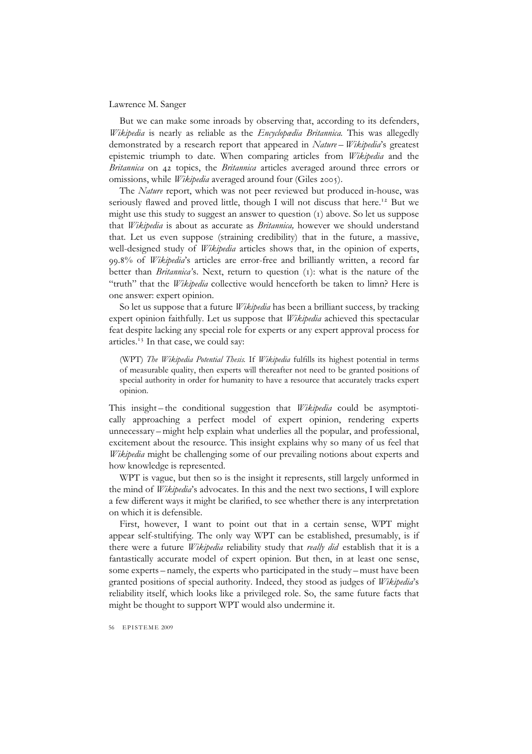But we can make some inroads by observing that, according to its defenders, *Wikipedia* is nearly as reliable as the *Encyclopædia Britannica.* This was allegedly demonstrated by a research report that appeared in *Nature* – *Wikipedia*'s greatest epistemic triumph to date. When comparing articles from *Wikipedia* and the *Britannica* on 42 topics, the *Britannica* articles averaged around three errors or omissions, while *Wikipedia* averaged around four (Giles 2005).

The *Nature* report, which was not peer reviewed but produced in-house, was seriously flawed and proved little, though I will not discuss that here.[12] But we might use this study to suggest an answer to question (1) above. So let us suppose that *Wikipedia* is about as accurate as *Britannica,* however we should understand that. Let us even suppose (straining credibility) that in the future, a massive, well-designed study of *Wikipedia* articles shows that, in the opinion of experts, 99.8% of *Wikipedia*'s articles are error-free and brilliantly written, a record far better than *Britannica*'s. Next, return to question (1): what is the nature of the "truth" that the *Wikipedia* collective would henceforth be taken to limn? Here is one answer: expert opinion.

So let us suppose that a future *Wikipedia* has been a brilliant success, by tracking expert opinion faithfully. Let us suppose that *Wikipedia* achieved this spectacular feat despite lacking any special role for experts or any expert approval process for articles.[13] In that case, we could say:

> (WPT) *The Wikipedia Potential Thesis.* If *Wikipedia* fulfills its highest potential in terms of measurable quality, then experts will thereafter not need to be granted positions of special authority in order for humanity to have a resource that accurately tracks expert opinion.

This insight – the conditional suggestion that *Wikipedia* could be asymptotically approaching a perfect model of expert opinion, rendering experts unnecessary – might help explain what underlies all the popular, and professional, excitement about the resource. This insight explains why so many of us feel that *Wikipedia* might be challenging some of our prevailing notions about experts and how knowledge is represented.

WPT is vague, but then so is the insight it represents, still largely unformed in the mind of *Wikipedia*'s advocates. In this and the next two sections, I will explore a few different ways it might be clarified, to see whether there is any interpretation on which it is defensible.

First, however, I want to point out that in a certain sense, WPT might appear self-stultifying. The only way WPT can be established, presumably, is if there were a future *Wikipedia* reliability study that *really did* establish that it is a fantastically accurate model of expert opinion. But then, in at least one sense, some experts – namely, the experts who participated in the study – must have been granted positions of special authority. Indeed, they stood as judges of *Wikipedia*'s reliability itself, which looks like a privileged role. So, the same future facts that might be thought to support WPT would also undermine it.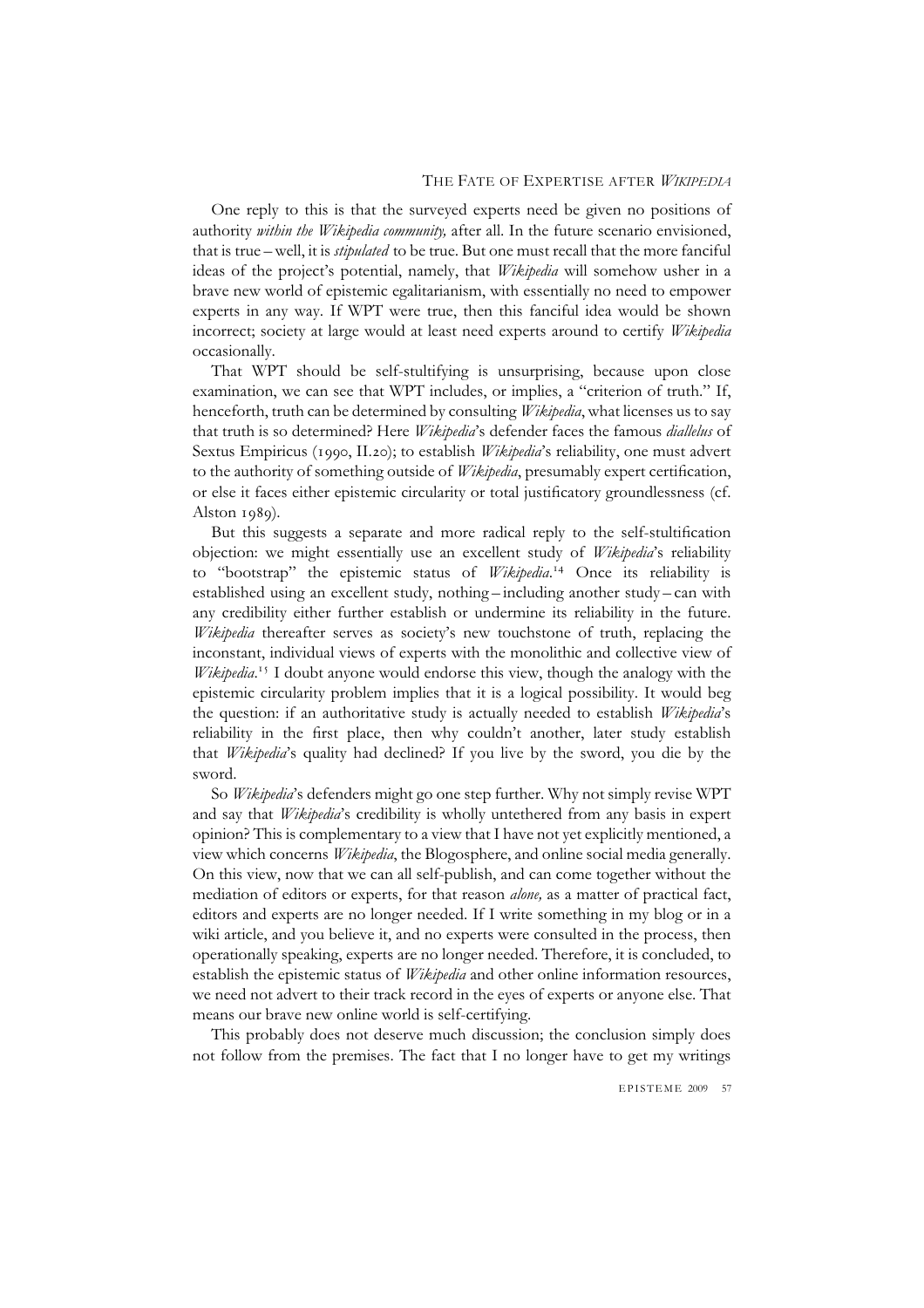One reply to this is that the surveyed experts need be given no positions of authority *within the Wikipedia community,* after all. In the future scenario envisioned, that is true – well, it is *stipulated* to be true. But one must recall that the more fanciful ideas of the project's potential, namely, that *Wikipedia* will somehow usher in a brave new world of epistemic egalitarianism, with essentially no need to empower experts in any way. If WPT were true, then this fanciful idea would be shown incorrect; society at large would at least need experts around to certify *Wikipedia* occasionally.

That WPT should be self-stultifying is unsurprising, because upon close examination, we can see that WPT includes, or implies, a "criterion of truth." If, henceforth, truth can be determined by consulting *Wikipedia*, what licenses us to say that truth is so determined? Here *Wikipedia*'s defender faces the famous *diallelus* of Sextus Empiricus (1990, II.20); to establish *Wikipedia*'s reliability, one must advert to the authority of something outside of *Wikipedia*, presumably expert certification, or else it faces either epistemic circularity or total justificatory groundlessness (cf. Alston 1989).

But this suggests a separate and more radical reply to the self-stultification objection: we might essentially use an excellent study of *Wikipedia*'s reliability to "bootstrap" the epistemic status of *Wikipedia*.[14] Once its reliability is established using an excellent study, nothing – including another study – can with any credibility either further establish or undermine its reliability in the future. *Wikipedia* thereafter serves as society's new touchstone of truth, replacing the inconstant, individual views of experts with the monolithic and collective view of *Wikipedia*.[15] I doubt anyone would endorse this view, though the analogy with the epistemic circularity problem implies that it is a logical possibility. It would beg the question: if an authoritative study is actually needed to establish *Wikipedia*'s reliability in the first place, then why couldn't another, later study establish that *Wikipedia*'s quality had declined? If you live by the sword, you die by the sword.

So *Wikipedia*'s defenders might go one step further. Why not simply revise WPT and say that *Wikipedia*'s credibility is wholly untethered from any basis in expert opinion? This is complementary to a view that I have not yet explicitly mentioned, a view which concerns *Wikipedia*, the Blogosphere, and online social media generally. On this view, now that we can all self-publish, and can come together without the mediation of editors or experts, for that reason *alone,* as a matter of practical fact, editors and experts are no longer needed. If I write something in my blog or in a wiki article, and you believe it, and no experts were consulted in the process, then operationally speaking, experts are no longer needed. Therefore, it is concluded, to establish the epistemic status of *Wikipedia* and other online information resources, we need not advert to their track record in the eyes of experts or anyone else. That means our brave new online world is self-certifying.

This probably does not deserve much discussion; the conclusion simply does not follow from the premises. The fact that I no longer have to get my writings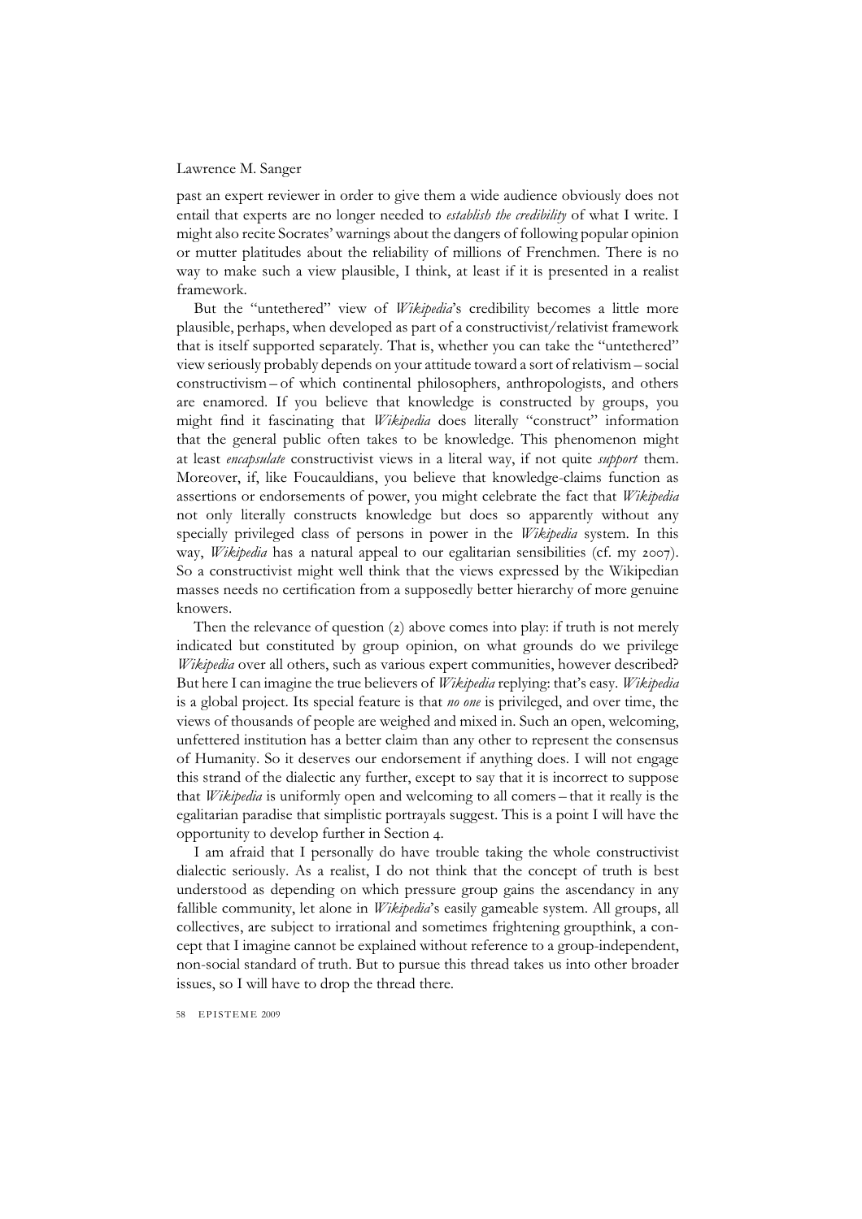past an expert reviewer in order to give them a wide audience obviously does not entail that experts are no longer needed to *establish the credibility* of what I write. I might also recite Socrates' warnings about the dangers of following popular opinion or mutter platitudes about the reliability of millions of Frenchmen. There is no way to make such a view plausible, I think, at least if it is presented in a realist framework.

But the "untethered" view of *Wikipedia*'s credibility becomes a little more plausible, perhaps, when developed as part of a constructivist/relativist framework that is itself supported separately. That is, whether you can take the "untethered" view seriously probably depends on your attitude toward a sort of relativism – social constructivism – of which continental philosophers, anthropologists, and others are enamored. If you believe that knowledge is constructed by groups, you might find it fascinating that *Wikipedia* does literally "construct" information that the general public often takes to be knowledge. This phenomenon might at least *encapsulate* constructivist views in a literal way, if not quite *support* them. Moreover, if, like Foucauldians, you believe that knowledge-claims function as assertions or endorsements of power, you might celebrate the fact that *Wikipedia* not only literally constructs knowledge but does so apparently without any specially privileged class of persons in power in the *Wikipedia* system. In this way, *Wikipedia* has a natural appeal to our egalitarian sensibilities (cf. my 2007). So a constructivist might well think that the views expressed by the Wikipedian masses needs no certification from a supposedly better hierarchy of more genuine knowers.

Then the relevance of question (2) above comes into play: if truth is not merely indicated but constituted by group opinion, on what grounds do we privilege *Wikipedia* over all others, such as various expert communities, however described? But here I can imagine the true believers of *Wikipedia* replying: that's easy. *Wikipedia* is a global project. Its special feature is that *no one* is privileged, and over time, the views of thousands of people are weighed and mixed in. Such an open, welcoming, unfettered institution has a better claim than any other to represent the consensus of Humanity. So it deserves our endorsement if anything does. I will not engage this strand of the dialectic any further, except to say that it is incorrect to suppose that *Wikipedia* is uniformly open and welcoming to all comers – that it really is the egalitarian paradise that simplistic portrayals suggest. This is a point I will have the opportunity to develop further in Section 4.

I am afraid that I personally do have trouble taking the whole constructivist dialectic seriously. As a realist, I do not think that the concept of truth is best understood as depending on which pressure group gains the ascendancy in any fallible community, let alone in *Wikipedia*'s easily gameable system. All groups, all collectives, are subject to irrational and sometimes frightening groupthink, a concept that I imagine cannot be explained without reference to a group-independent, non-social standard of truth. But to pursue this thread takes us into other broader issues, so I will have to drop the thread there.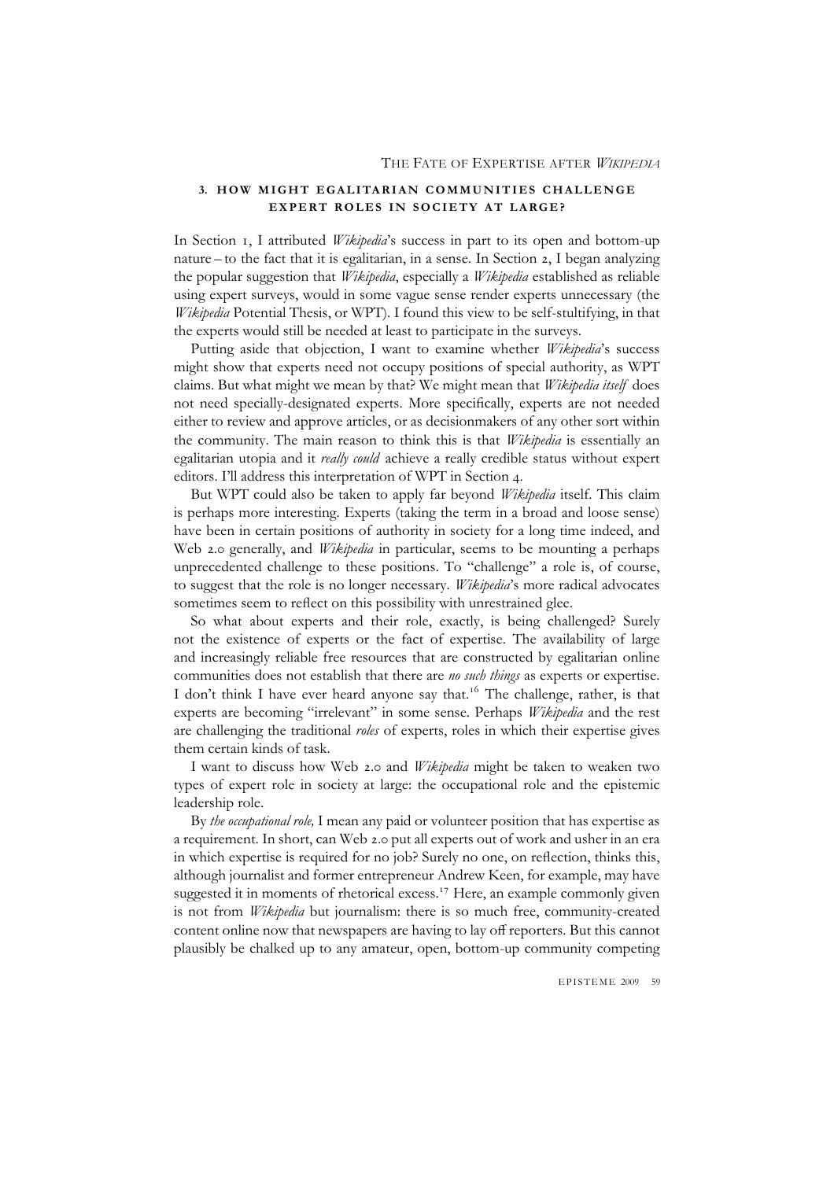### 3. HOW MIGHT EGALITARIAN COMMUNITIES CHALLENGE EXPERT ROLES IN SOCIETY AT LARGE?

In Section 1, I attributed *Wikipedia*'s success in part to its open and bottom-up nature – to the fact that it is egalitarian, in a sense. In Section 2, I began analyzing the popular suggestion that *Wikipedia*, especially a *Wikipedia* established as reliable using expert surveys, would in some vague sense render experts unnecessary (the *Wikipedia* Potential Thesis, or WPT). I found this view to be self-stultifying, in that the experts would still be needed at least to participate in the surveys.

Putting aside that objection, I want to examine whether *Wikipedia*'s success might show that experts need not occupy positions of special authority, as WPT claims. But what might we mean by that? We might mean that *Wikipedia itself* does not need specially-designated experts. More specifically, experts are not needed either to review and approve articles, or as decisionmakers of any other sort within the community. The main reason to think this is that *Wikipedia* is essentially an egalitarian utopia and it *really could* achieve a really credible status without expert editors. I'll address this interpretation of WPT in Section 4.

But WPT could also be taken to apply far beyond *Wikipedia* itself. This claim is perhaps more interesting. Experts (taking the term in a broad and loose sense) have been in certain positions of authority in society for a long time indeed, and Web 2.0 generally, and *Wikipedia* in particular, seems to be mounting a perhaps unprecedented challenge to these positions. To "challenge" a role is, of course, to suggest that the role is no longer necessary. *Wikipedia*'s more radical advocates sometimes seem to reflect on this possibility with unrestrained glee.

So what about experts and their role, exactly, is being challenged? Surely not the existence of experts or the fact of expertise. The availability of large and increasingly reliable free resources that are constructed by egalitarian online communities does not establish that there are *no such things* as experts or expertise. I don't think I have ever heard anyone say that.[16] The challenge, rather, is that experts are becoming "irrelevant" in some sense. Perhaps *Wikipedia* and the rest are challenging the traditional *roles* of experts, roles in which their expertise gives them certain kinds of task.

I want to discuss how Web 2.0 and *Wikipedia* might be taken to weaken two types of expert role in society at large: the occupational role and the epistemic leadership role.

By *the occupational role,* I mean any paid or volunteer position that has expertise as a requirement. In short, can Web 2.0 put all experts out of work and usher in an era in which expertise is required for no job? Surely no one, on reflection, thinks this, although journalist and former entrepreneur Andrew Keen, for example, may have suggested it in moments of rhetorical excess.[17] Here, an example commonly given is not from *Wikipedia* but journalism: there is so much free, community-created content online now that newspapers are having to lay off reporters. But this cannot plausibly be chalked up to any amateur, open, bottom-up community competing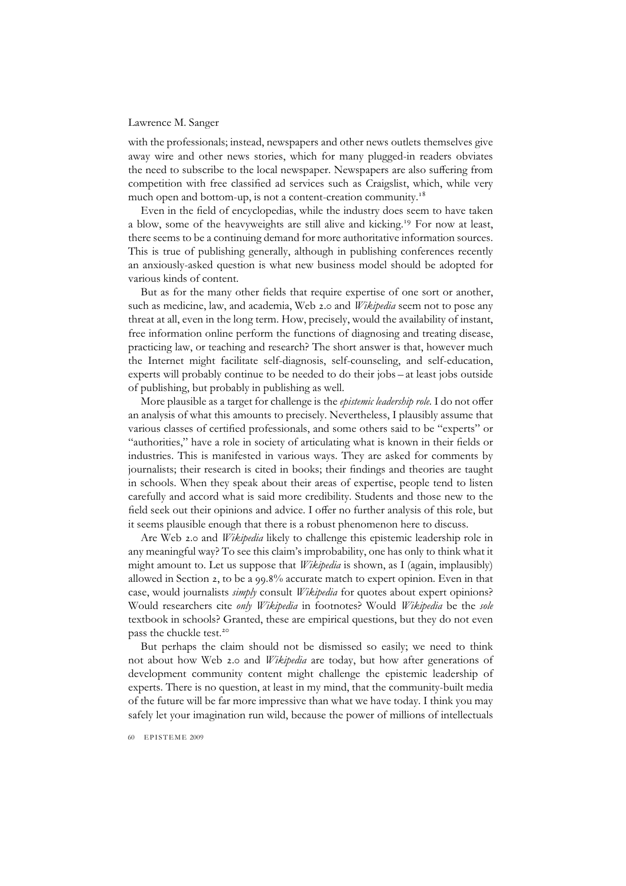with the professionals; instead, newspapers and other news outlets themselves give away wire and other news stories, which for many plugged-in readers obviates the need to subscribe to the local newspaper. Newspapers are also suffering from competition with free classified ad services such as Craigslist, which, while very much open and bottom-up, is not a content-creation community.[18]

Even in the field of encyclopedias, while the industry does seem to have taken a blow, some of the heavyweights are still alive and kicking.[19] For now at least, there seems to be a continuing demand for more authoritative information sources. This is true of publishing generally, although in publishing conferences recently an anxiously-asked question is what new business model should be adopted for various kinds of content.

But as for the many other fields that require expertise of one sort or another, such as medicine, law, and academia, Web 2.0 and *Wikipedia* seem not to pose any threat at all, even in the long term. How, precisely, would the availability of instant, free information online perform the functions of diagnosing and treating disease, practicing law, or teaching and research? The short answer is that, however much the Internet might facilitate self-diagnosis, self-counseling, and self-education, experts will probably continue to be needed to do their jobs – at least jobs outside of publishing, but probably in publishing as well.

More plausible as a target for challenge is the *epistemic leadership role*. I do not offer an analysis of what this amounts to precisely. Nevertheless, I plausibly assume that various classes of certified professionals, and some others said to be "experts" or "authorities," have a role in society of articulating what is known in their fields or industries. This is manifested in various ways. They are asked for comments by journalists; their research is cited in books; their findings and theories are taught in schools. When they speak about their areas of expertise, people tend to listen carefully and accord what is said more credibility. Students and those new to the field seek out their opinions and advice. I offer no further analysis of this role, but it seems plausible enough that there is a robust phenomenon here to discuss.

Are Web 2.0 and *Wikipedia* likely to challenge this epistemic leadership role in any meaningful way? To see this claim's improbability, one has only to think what it might amount to. Let us suppose that *Wikipedia* is shown, as I (again, implausibly) allowed in Section 2, to be a 99.8% accurate match to expert opinion. Even in that case, would journalists *simply* consult *Wikipedia* for quotes about expert opinions? Would researchers cite *only Wikipedia* in footnotes? Would *Wikipedia* be the *sole* textbook in schools? Granted, these are empirical questions, but they do not even pass the chuckle test.[20]

But perhaps the claim should not be dismissed so easily; we need to think not about how Web 2.0 and *Wikipedia* are today, but how after generations of development community content might challenge the epistemic leadership of experts. There is no question, at least in my mind, that the community-built media of the future will be far more impressive than what we have today. I think you may safely let your imagination run wild, because the power of millions of intellectuals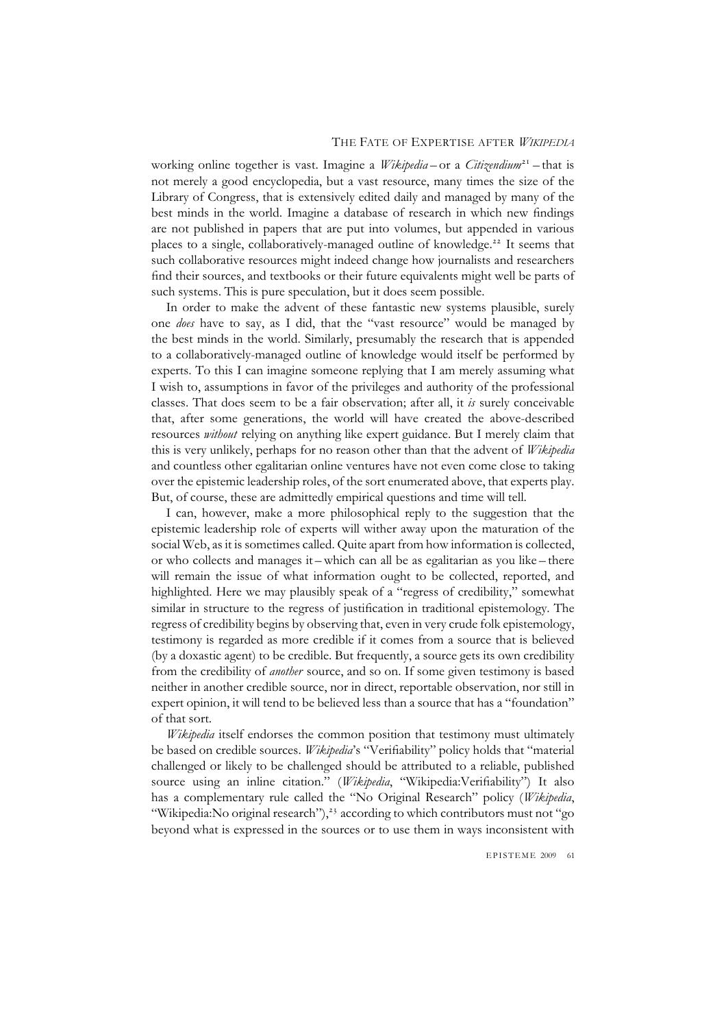working online together is vast. Imagine a *Wikipedia* – or a *Citizendium*[21] – that is not merely a good encyclopedia, but a vast resource, many times the size of the Library of Congress, that is extensively edited daily and managed by many of the best minds in the world. Imagine a database of research in which new findings are not published in papers that are put into volumes, but appended in various places to a single, collaboratively-managed outline of knowledge.[22] It seems that such collaborative resources might indeed change how journalists and researchers find their sources, and textbooks or their future equivalents might well be parts of such systems. This is pure speculation, but it does seem possible.

In order to make the advent of these fantastic new systems plausible, surely one *does* have to say, as I did, that the "vast resource" would be managed by the best minds in the world. Similarly, presumably the research that is appended to a collaboratively-managed outline of knowledge would itself be performed by experts. To this I can imagine someone replying that I am merely assuming what I wish to, assumptions in favor of the privileges and authority of the professional classes. That does seem to be a fair observation; after all, it *is* surely conceivable that, after some generations, the world will have created the above-described resources *without* relying on anything like expert guidance. But I merely claim that this is very unlikely, perhaps for no reason other than that the advent of *Wikipedia* and countless other egalitarian online ventures have not even come close to taking over the epistemic leadership roles, of the sort enumerated above, that experts play. But, of course, these are admittedly empirical questions and time will tell.

I can, however, make a more philosophical reply to the suggestion that the epistemic leadership role of experts will wither away upon the maturation of the social Web, as it is sometimes called. Quite apart from how information is collected, or who collects and manages it – which can all be as egalitarian as you like – there will remain the issue of what information ought to be collected, reported, and highlighted. Here we may plausibly speak of a "regress of credibility," somewhat similar in structure to the regress of justification in traditional epistemology. The regress of credibility begins by observing that, even in very crude folk epistemology, testimony is regarded as more credible if it comes from a source that is believed (by a doxastic agent) to be credible. But frequently, a source gets its own credibility from the credibility of *another* source, and so on. If some given testimony is based neither in another credible source, nor in direct, reportable observation, nor still in expert opinion, it will tend to be believed less than a source that has a "foundation" of that sort.

*Wikipedia* itself endorses the common position that testimony must ultimately be based on credible sources. *Wikipedia*'s "Verifiability" policy holds that "material challenged or likely to be challenged should be attributed to a reliable, published source using an inline citation." (*Wikipedia*, "Wikipedia:Verifiability") It also has a complementary rule called the "No Original Research" policy (*Wikipedia*, "Wikipedia:No original research"),[23] according to which contributors must not "go beyond what is expressed in the sources or to use them in ways inconsistent with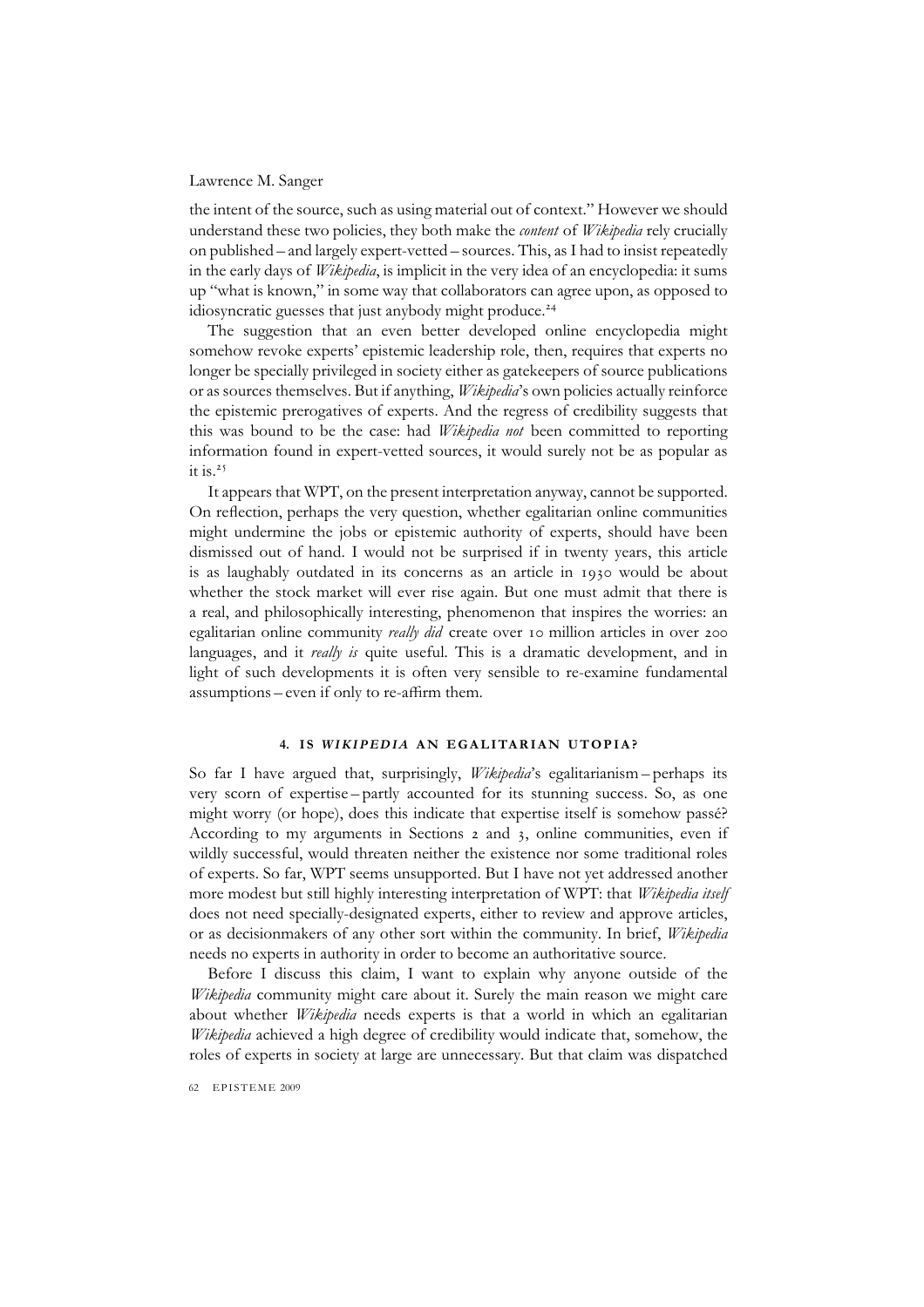the intent of the source, such as using material out of context." However we should understand these two policies, they both make the *content* of *Wikipedia* rely crucially on published – and largely expert-vetted – sources. This, as I had to insist repeatedly in the early days of *Wikipedia*, is implicit in the very idea of an encyclopedia: it sums up "what is known," in some way that collaborators can agree upon, as opposed to idiosyncratic guesses that just anybody might produce.[24]

The suggestion that an even better developed online encyclopedia might somehow revoke experts' epistemic leadership role, then, requires that experts no longer be specially privileged in society either as gatekeepers of source publications or as sources themselves. But if anything, *Wikipedia*'s own policies actually reinforce the epistemic prerogatives of experts. And the regress of credibility suggests that this was bound to be the case: had *Wikipedia not* been committed to reporting information found in expert-vetted sources, it would surely not be as popular as it is.[25]

It appears that WPT, on the present interpretation anyway, cannot be supported. On reflection, perhaps the very question, whether egalitarian online communities might undermine the jobs or epistemic authority of experts, should have been dismissed out of hand. I would not be surprised if in twenty years, this article is as laughably outdated in its concerns as an article in 1930 would be about whether the stock market will ever rise again. But one must admit that there is a real, and philosophically interesting, phenomenon that inspires the worries: an egalitarian online community *really did* create over 10 million articles in over 200 languages, and it *really is* quite useful. This is a dramatic development, and in light of such developments it is often very sensible to re-examine fundamental assumptions – even if only to re-affirm them.

## 4. IS *WIKIPEDIA* AN EGALITARIAN UTOPIA?

So far I have argued that, surprisingly, *Wikipedia*'s egalitarianism – perhaps its very scorn of expertise – partly accounted for its stunning success. So, as one might worry (or hope), does this indicate that expertise itself is somehow passé? According to my arguments in Sections 2 and 3, online communities, even if wildly successful, would threaten neither the existence nor some traditional roles of experts. So far, WPT seems unsupported. But I have not yet addressed another more modest but still highly interesting interpretation of WPT: that *Wikipedia itself* does not need specially-designated experts, either to review and approve articles, or as decisionmakers of any other sort within the community. In brief, *Wikipedia* needs no experts in authority in order to become an authoritative source.

Before I discuss this claim, I want to explain why anyone outside of the *Wikipedia* community might care about it. Surely the main reason we might care about whether *Wikipedia* needs experts is that a world in which an egalitarian *Wikipedia* achieved a high degree of credibility would indicate that, somehow, the roles of experts in society at large are unnecessary. But that claim was dispatched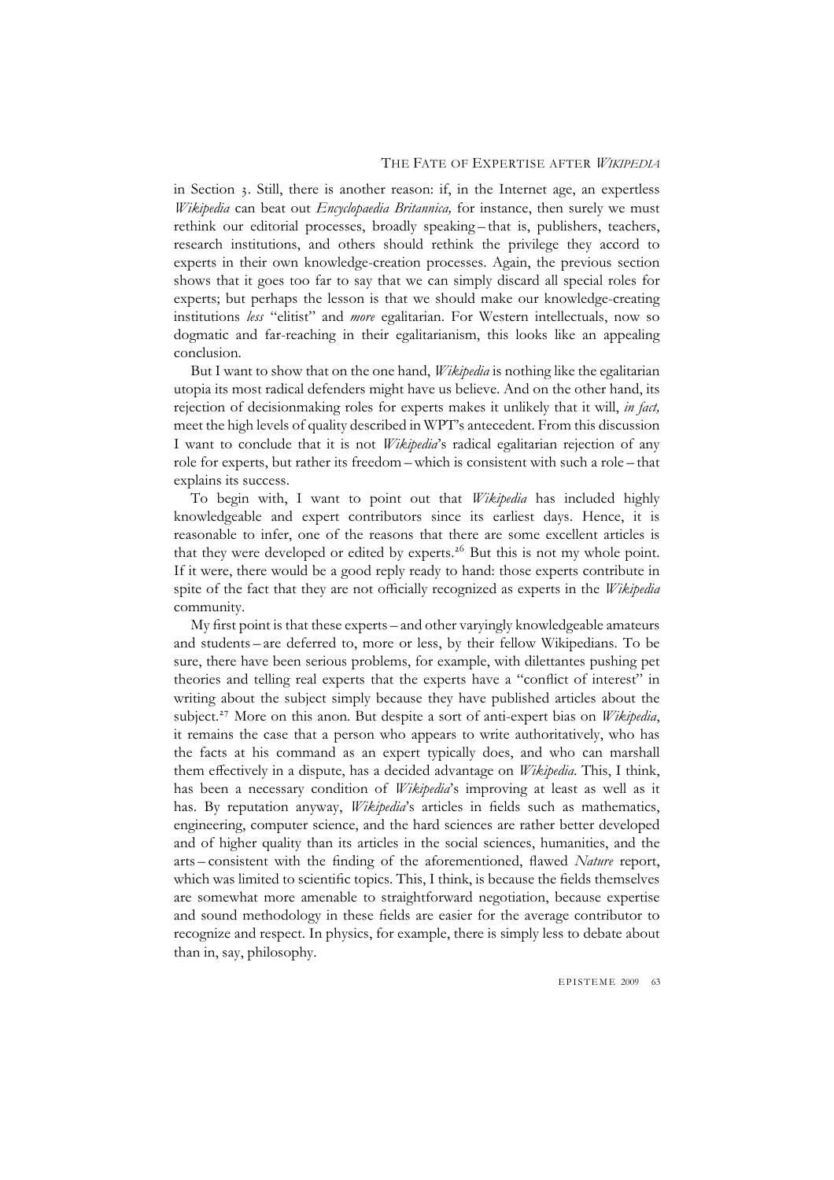in Section 3. Still, there is another reason: if, in the Internet age, an expertless *Wikipedia* can beat out *Encyclopaedia Britannica,* for instance, then surely we must rethink our editorial processes, broadly speaking – that is, publishers, teachers, research institutions, and others should rethink the privilege they accord to experts in their own knowledge-creation processes. Again, the previous section shows that it goes too far to say that we can simply discard all special roles for experts; but perhaps the lesson is that we should make our knowledge-creating institutions *less* "elitist" and *more* egalitarian. For Western intellectuals, now so dogmatic and far-reaching in their egalitarianism, this looks like an appealing conclusion.

But I want to show that on the one hand, *Wikipedia* is nothing like the egalitarian utopia its most radical defenders might have us believe. And on the other hand, its rejection of decisionmaking roles for experts makes it unlikely that it will, *in fact,* meet the high levels of quality described in WPT's antecedent. From this discussion I want to conclude that it is not *Wikipedia*'s radical egalitarian rejection of any role for experts, but rather its freedom – which is consistent with such a role – that explains its success.

To begin with, I want to point out that *Wikipedia* has included highly knowledgeable and expert contributors since its earliest days. Hence, it is reasonable to infer, one of the reasons that there are some excellent articles is that they were developed or edited by experts.[26] But this is not my whole point. If it were, there would be a good reply ready to hand: those experts contribute in spite of the fact that they are not officially recognized as experts in the *Wikipedia* community.

My first point is that these experts – and other varyingly knowledgeable amateurs and students – are deferred to, more or less, by their fellow Wikipedians. To be sure, there have been serious problems, for example, with dilettantes pushing pet theories and telling real experts that the experts have a "conflict of interest" in writing about the subject simply because they have published articles about the subject.[27] More on this anon. But despite a sort of anti-expert bias on *Wikipedia*, it remains the case that a person who appears to write authoritatively, who has the facts at his command as an expert typically does, and who can marshall them effectively in a dispute, has a decided advantage on *Wikipedia.* This, I think, has been a necessary condition of *Wikipedia*'s improving at least as well as it has. By reputation anyway, *Wikipedia*'s articles in fields such as mathematics, engineering, computer science, and the hard sciences are rather better developed and of higher quality than its articles in the social sciences, humanities, and the arts – consistent with the finding of the aforementioned, flawed *Nature* report, which was limited to scientific topics. This, I think, is because the fields themselves are somewhat more amenable to straightforward negotiation, because expertise and sound methodology in these fields are easier for the average contributor to recognize and respect. In physics, for example, there is simply less to debate about than in, say, philosophy.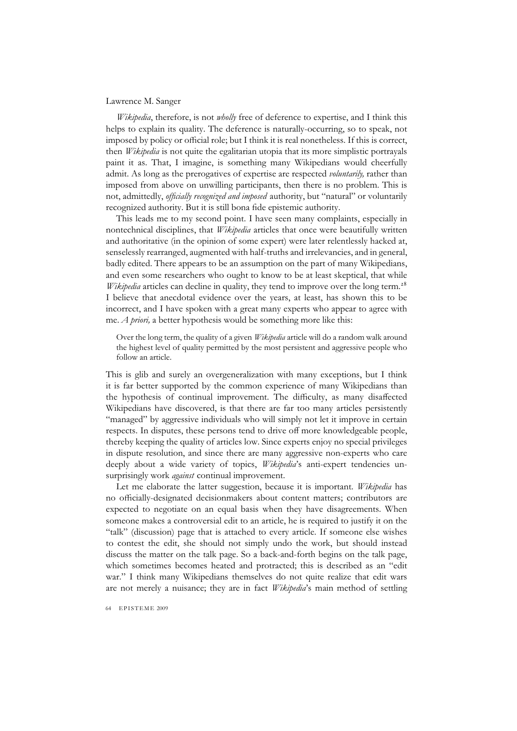*Wikipedia*, therefore, is not *wholly* free of deference to expertise, and I think this helps to explain its quality. The deference is naturally-occurring, so to speak, not imposed by policy or official role; but I think it is real nonetheless. If this is correct, then *Wikipedia* is not quite the egalitarian utopia that its more simplistic portrayals paint it as. That, I imagine, is something many Wikipedians would cheerfully admit. As long as the prerogatives of expertise are respected *voluntarily,* rather than imposed from above on unwilling participants, then there is no problem. This is not, admittedly, *officially recognized and imposed* authority, but "natural" or voluntarily recognized authority. But it is still bona fide epistemic authority.

This leads me to my second point. I have seen many complaints, especially in nontechnical disciplines, that *Wikipedia* articles that once were beautifully written and authoritative (in the opinion of some expert) were later relentlessly hacked at, senselessly rearranged, augmented with half-truths and irrelevancies, and in general, badly edited. There appears to be an assumption on the part of many Wikipedians, and even some researchers who ought to know to be at least skeptical, that while *Wikipedia* articles can decline in quality, they tend to improve over the long term.[28] I believe that anecdotal evidence over the years, at least, has shown this to be incorrect, and I have spoken with a great many experts who appear to agree with me. *A priori,* a better hypothesis would be something more like this:

> Over the long term, the quality of a given *Wikipedia* article will do a random walk around the highest level of quality permitted by the most persistent and aggressive people who follow an article.

This is glib and surely an overgeneralization with many exceptions, but I think it is far better supported by the common experience of many Wikipedians than the hypothesis of continual improvement. The difficulty, as many disaffected Wikipedians have discovered, is that there are far too many articles persistently "managed" by aggressive individuals who will simply not let it improve in certain respects. In disputes, these persons tend to drive off more knowledgeable people, thereby keeping the quality of articles low. Since experts enjoy no special privileges in dispute resolution, and since there are many aggressive non-experts who care deeply about a wide variety of topics, *Wikipedia*'s anti-expert tendencies unsurprisingly work *against* continual improvement.

Let me elaborate the latter suggestion, because it is important. *Wikipedia* has no officially-designated decisionmakers about content matters; contributors are expected to negotiate on an equal basis when they have disagreements. When someone makes a controversial edit to an article, he is required to justify it on the "talk" (discussion) page that is attached to every article. If someone else wishes to contest the edit, she should not simply undo the work, but should instead discuss the matter on the talk page. So a back-and-forth begins on the talk page, which sometimes becomes heated and protracted; this is described as an "edit war." I think many Wikipedians themselves do not quite realize that edit wars are not merely a nuisance; they are in fact *Wikipedia*'s main method of settling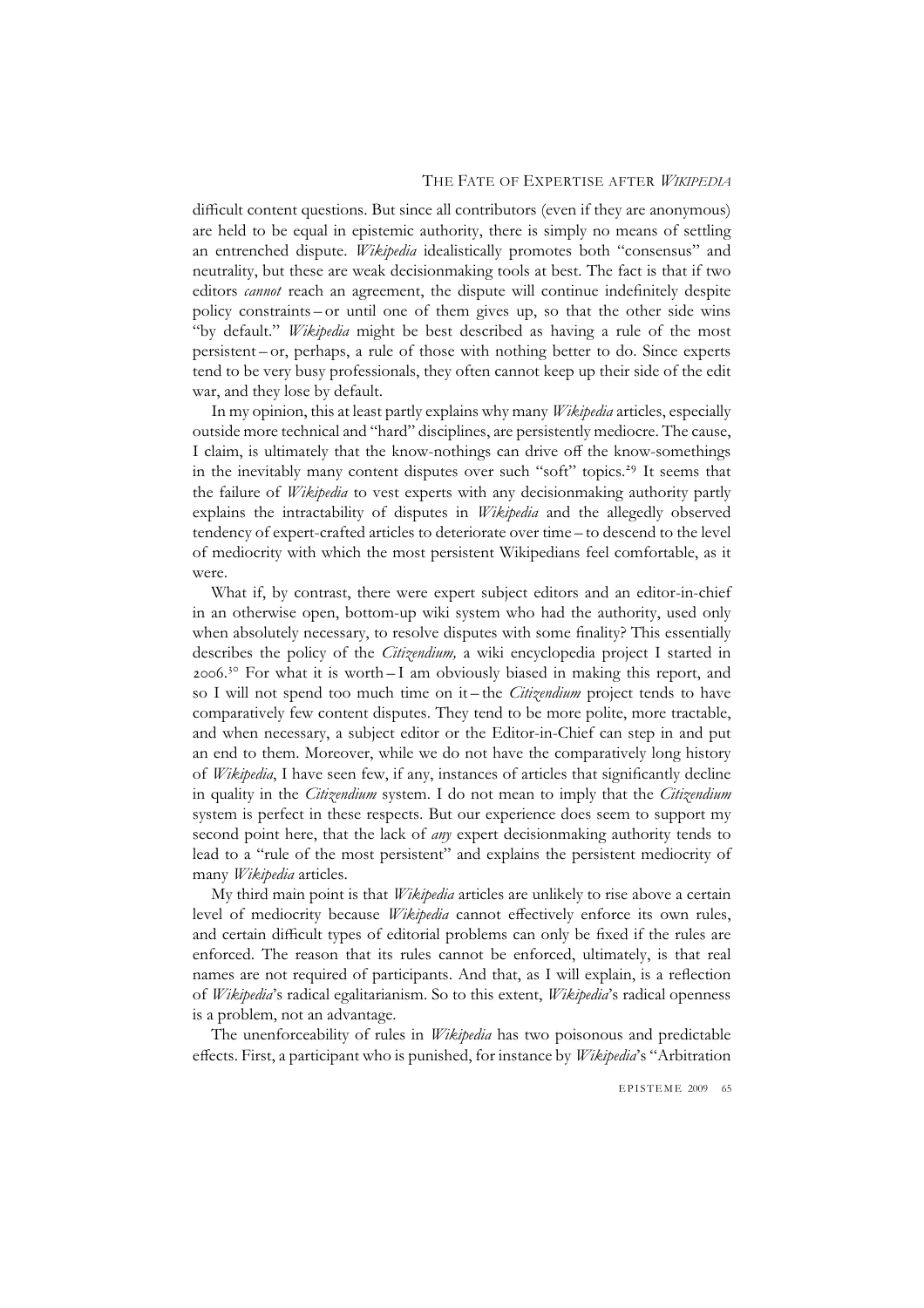difficult content questions. But since all contributors (even if they are anonymous) are held to be equal in epistemic authority, there is simply no means of settling an entrenched dispute. *Wikipedia* idealistically promotes both "consensus" and neutrality, but these are weak decisionmaking tools at best. The fact is that if two editors *cannot* reach an agreement, the dispute will continue indefinitely despite policy constraints – or until one of them gives up, so that the other side wins "by default." *Wikipedia* might be best described as having a rule of the most persistent – or, perhaps, a rule of those with nothing better to do. Since experts tend to be very busy professionals, they often cannot keep up their side of the edit war, and they lose by default.

In my opinion, this at least partly explains why many *Wikipedia* articles, especially outside more technical and "hard" disciplines, are persistently mediocre. The cause, I claim, is ultimately that the know-nothings can drive off the know-somethings in the inevitably many content disputes over such "soft" topics.[29] It seems that the failure of *Wikipedia* to vest experts with any decisionmaking authority partly explains the intractability of disputes in *Wikipedia* and the allegedly observed tendency of expert-crafted articles to deteriorate over time – to descend to the level of mediocrity with which the most persistent Wikipedians feel comfortable, as it were.

What if, by contrast, there were expert subject editors and an editor-in-chief in an otherwise open, bottom-up wiki system who had the authority, used only when absolutely necessary, to resolve disputes with some finality? This essentially describes the policy of the *Citizendium,* a wiki encyclopedia project I started in 2006.[30] For what it is worth – I am obviously biased in making this report, and so I will not spend too much time on it – the *Citizendium* project tends to have comparatively few content disputes. They tend to be more polite, more tractable, and when necessary, a subject editor or the Editor-in-Chief can step in and put an end to them. Moreover, while we do not have the comparatively long history of *Wikipedia*, I have seen few, if any, instances of articles that significantly decline in quality in the *Citizendium* system. I do not mean to imply that the *Citizendium* system is perfect in these respects. But our experience does seem to support my second point here, that the lack of *any* expert decisionmaking authority tends to lead to a "rule of the most persistent" and explains the persistent mediocrity of many *Wikipedia* articles.

My third main point is that *Wikipedia* articles are unlikely to rise above a certain level of mediocrity because *Wikipedia* cannot effectively enforce its own rules, and certain difficult types of editorial problems can only be fixed if the rules are enforced. The reason that its rules cannot be enforced, ultimately, is that real names are not required of participants. And that, as I will explain, is a reflection of *Wikipedia*'s radical egalitarianism. So to this extent, *Wikipedia*'s radical openness is a problem, not an advantage.

The unenforceability of rules in *Wikipedia* has two poisonous and predictable effects. First, a participant who is punished, for instance by *Wikipedia*'s "Arbitration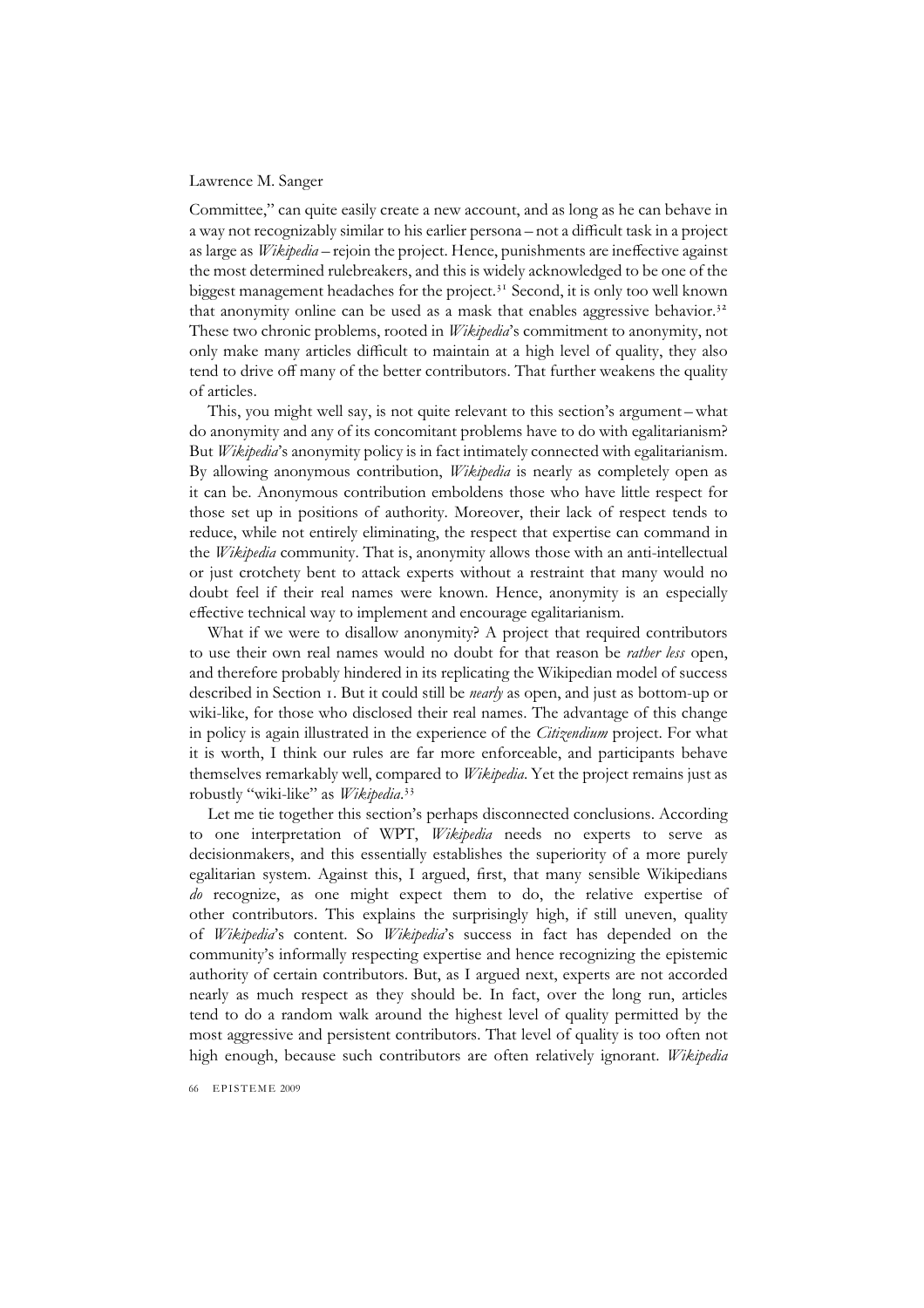Committee," can quite easily create a new account, and as long as he can behave in a way not recognizably similar to his earlier persona – not a difficult task in a project as large as *Wikipedia* – rejoin the project. Hence, punishments are ineffective against the most determined rulebreakers, and this is widely acknowledged to be one of the biggest management headaches for the project.[31] Second, it is only too well known that anonymity online can be used as a mask that enables aggressive behavior.[32] These two chronic problems, rooted in *Wikipedia*'s commitment to anonymity, not only make many articles difficult to maintain at a high level of quality, they also tend to drive off many of the better contributors. That further weakens the quality of articles.

This, you might well say, is not quite relevant to this section's argument – what do anonymity and any of its concomitant problems have to do with egalitarianism? But *Wikipedia*'s anonymity policy is in fact intimately connected with egalitarianism. By allowing anonymous contribution, *Wikipedia* is nearly as completely open as it can be. Anonymous contribution emboldens those who have little respect for those set up in positions of authority. Moreover, their lack of respect tends to reduce, while not entirely eliminating, the respect that expertise can command in the *Wikipedia* community. That is, anonymity allows those with an anti-intellectual or just crotchety bent to attack experts without a restraint that many would no doubt feel if their real names were known. Hence, anonymity is an especially effective technical way to implement and encourage egalitarianism.

What if we were to disallow anonymity? A project that required contributors to use their own real names would no doubt for that reason be *rather less* open, and therefore probably hindered in its replicating the Wikipedian model of success described in Section 1. But it could still be *nearly* as open, and just as bottom-up or wiki-like, for those who disclosed their real names. The advantage of this change in policy is again illustrated in the experience of the *Citizendium* project. For what it is worth, I think our rules are far more enforceable, and participants behave themselves remarkably well, compared to *Wikipedia*. Yet the project remains just as robustly "wiki-like" as *Wikipedia*.[33]

Let me tie together this section's perhaps disconnected conclusions. According to one interpretation of WPT, *Wikipedia* needs no experts to serve as decisionmakers, and this essentially establishes the superiority of a more purely egalitarian system. Against this, I argued, first, that many sensible Wikipedians *do* recognize, as one might expect them to do, the relative expertise of other contributors. This explains the surprisingly high, if still uneven, quality of *Wikipedia*'s content. So *Wikipedia*'s success in fact has depended on the community's informally respecting expertise and hence recognizing the epistemic authority of certain contributors. But, as I argued next, experts are not accorded nearly as much respect as they should be. In fact, over the long run, articles tend to do a random walk around the highest level of quality permitted by the most aggressive and persistent contributors. That level of quality is too often not high enough, because such contributors are often relatively ignorant. *Wikipedia*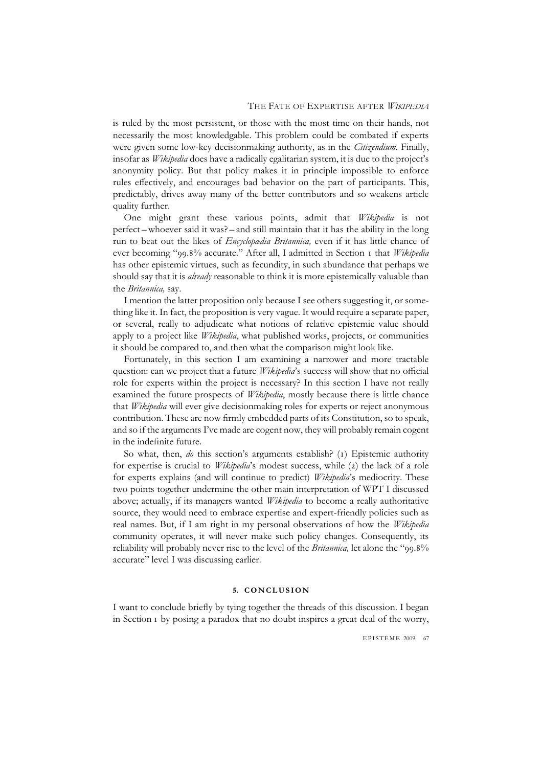is ruled by the most persistent, or those with the most time on their hands, not necessarily the most knowledgable. This problem could be combated if experts were given some low-key decisionmaking authority, as in the *Citizendium*. Finally, insofar as *Wikipedia* does have a radically egalitarian system, it is due to the project's anonymity policy. But that policy makes it in principle impossible to enforce rules effectively, and encourages bad behavior on the part of participants. This, predictably, drives away many of the better contributors and so weakens article quality further.

One might grant these various points, admit that *Wikipedia* is not perfect – whoever said it was? – and still maintain that it has the ability in the long run to beat out the likes of *Encyclopædia Britannica,* even if it has little chance of ever becoming "99.8% accurate." After all, I admitted in Section 1 that *Wikipedia* has other epistemic virtues, such as fecundity, in such abundance that perhaps we should say that it is *already* reasonable to think it is more epistemically valuable than the *Britannica,* say.

I mention the latter proposition only because I see others suggesting it, or something like it. In fact, the proposition is very vague. It would require a separate paper, or several, really to adjudicate what notions of relative epistemic value should apply to a project like *Wikipedia*, what published works, projects, or communities it should be compared to, and then what the comparison might look like.

Fortunately, in this section I am examining a narrower and more tractable question: can we project that a future *Wikipedia*'s success will show that no official role for experts within the project is necessary? In this section I have not really examined the future prospects of *Wikipedia*, mostly because there is little chance that *Wikipedia* will ever give decisionmaking roles for experts or reject anonymous contribution. These are now firmly embedded parts of its Constitution, so to speak, and so if the arguments I've made are cogent now, they will probably remain cogent in the indefinite future.

So what, then, *do* this section's arguments establish? (1) Epistemic authority for expertise is crucial to *Wikipedia*'s modest success, while (2) the lack of a role for experts explains (and will continue to predict) *Wikipedia*'s mediocrity. These two points together undermine the other main interpretation of WPT I discussed above; actually, if its managers wanted *Wikipedia* to become a really authoritative source, they would need to embrace expertise and expert-friendly policies such as real names. But, if I am right in my personal observations of how the *Wikipedia* community operates, it will never make such policy changes. Consequently, its reliability will probably never rise to the level of the *Britannica,* let alone the "99.8% accurate" level I was discussing earlier.

## 5. CONCLUSION

I want to conclude briefly by tying together the threads of this discussion. I began in Section 1 by posing a paradox that no doubt inspires a great deal of the worry,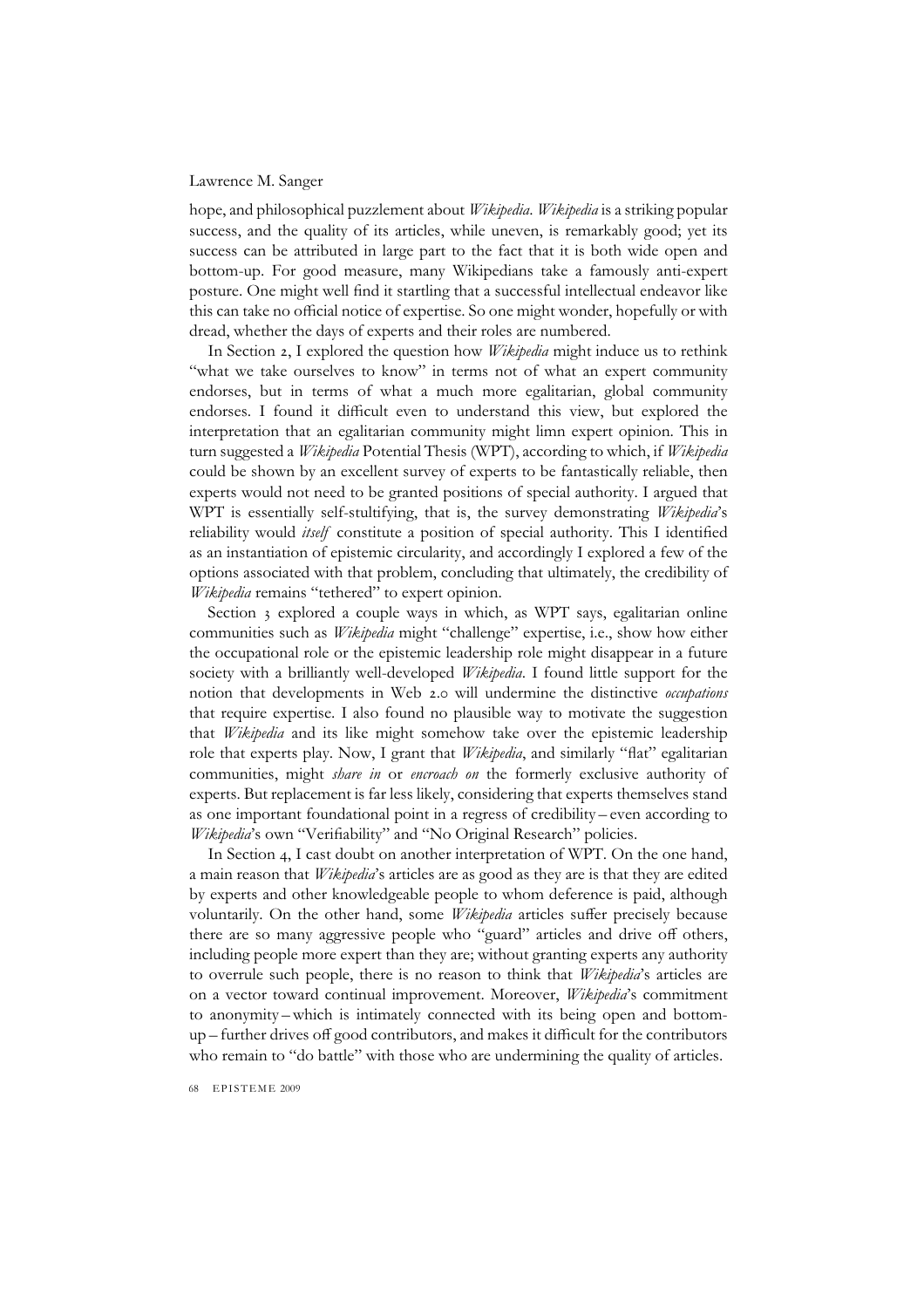hope, and philosophical puzzlement about *Wikipedia*. *Wikipedia* is a striking popular success, and the quality of its articles, while uneven, is remarkably good; yet its success can be attributed in large part to the fact that it is both wide open and bottom-up. For good measure, many Wikipedians take a famously anti-expert posture. One might well find it startling that a successful intellectual endeavor like this can take no official notice of expertise. So one might wonder, hopefully or with dread, whether the days of experts and their roles are numbered.

In Section 2, I explored the question how *Wikipedia* might induce us to rethink "what we take ourselves to know" in terms not of what an expert community endorses, but in terms of what a much more egalitarian, global community endorses. I found it difficult even to understand this view, but explored the interpretation that an egalitarian community might limn expert opinion. This in turn suggested a *Wikipedia* Potential Thesis (WPT), according to which, if *Wikipedia* could be shown by an excellent survey of experts to be fantastically reliable, then experts would not need to be granted positions of special authority. I argued that WPT is essentially self-stultifying, that is, the survey demonstrating *Wikipedia*'s reliability would *itself* constitute a position of special authority. This I identified as an instantiation of epistemic circularity, and accordingly I explored a few of the options associated with that problem, concluding that ultimately, the credibility of *Wikipedia* remains "tethered" to expert opinion.

Section 3 explored a couple ways in which, as WPT says, egalitarian online communities such as *Wikipedia* might "challenge" expertise, i.e., show how either the occupational role or the epistemic leadership role might disappear in a future society with a brilliantly well-developed *Wikipedia*. I found little support for the notion that developments in Web 2.0 will undermine the distinctive *occupations* that require expertise. I also found no plausible way to motivate the suggestion that *Wikipedia* and its like might somehow take over the epistemic leadership role that experts play. Now, I grant that *Wikipedia*, and similarly "flat" egalitarian communities, might *share in* or *encroach on* the formerly exclusive authority of experts. But replacement is far less likely, considering that experts themselves stand as one important foundational point in a regress of credibility – even according to *Wikipedia*'s own "Verifiability" and "No Original Research" policies.

In Section 4, I cast doubt on another interpretation of WPT. On the one hand, a main reason that *Wikipedia*'s articles are as good as they are is that they are edited by experts and other knowledgeable people to whom deference is paid, although voluntarily. On the other hand, some *Wikipedia* articles suffer precisely because there are so many aggressive people who "guard" articles and drive off others, including people more expert than they are; without granting experts any authority to overrule such people, there is no reason to think that *Wikipedia*'s articles are on a vector toward continual improvement. Moreover, *Wikipedia*'s commitment to anonymity – which is intimately connected with its being open and bottom-up – further drives off good contributors, and makes it difficult for the contributors who remain to "do battle" with those who are undermining the quality of articles.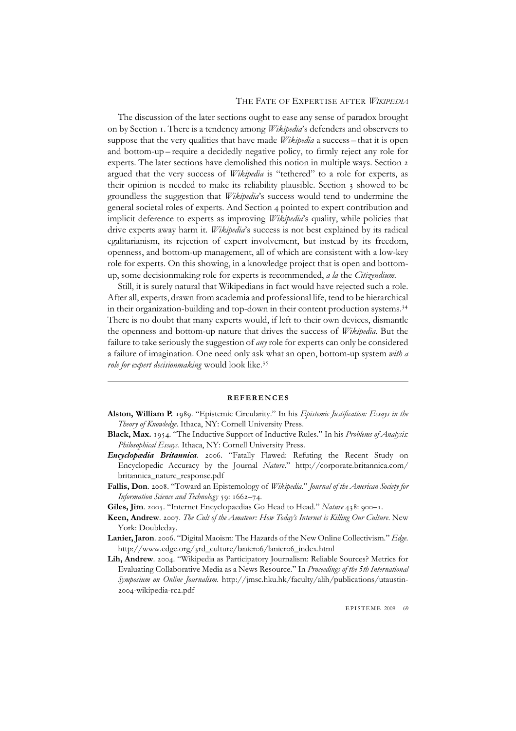The discussion of the later sections ought to ease any sense of paradox brought on by Section 1. There is a tendency among *Wikipedia*'s defenders and observers to suppose that the very qualities that have made *Wikipedia* a success – that it is open and bottom-up – require a decidedly negative policy, to firmly reject any role for experts. The later sections have demolished this notion in multiple ways. Section 2 argued that the very success of *Wikipedia* is "tethered" to a role for experts, as their opinion is needed to make its reliability plausible. Section 3 showed to be groundless the suggestion that *Wikipedia*'s success would tend to undermine the general societal roles of experts. And Section 4 pointed to expert contribution and implicit deference to experts as improving *Wikipedia*'s quality, while policies that drive experts away harm it. *Wikipedia*'s success is not best explained by its radical egalitarianism, its rejection of expert involvement, but instead by its freedom, openness, and bottom-up management, all of which are consistent with a low-key role for experts. On this showing, in a knowledge project that is open and bottom-up, some decisionmaking role for experts is recommended, *a la* the *Citizendium*.

Still, it is surely natural that Wikipedians in fact would have rejected such a role. After all, experts, drawn from academia and professional life, tend to be hierarchical in their organization-building and top-down in their content production systems.[34] There is no doubt that many experts would, if left to their own devices, dismantle the openness and bottom-up nature that drives the success of *Wikipedia*. But the failure to take seriously the suggestion of *any* role for experts can only be considered a failure of imagination. One need only ask what an open, bottom-up system *with a role for expert decisionmaking* would look like.[35]

## REFERENCES

**Alston, William P.** 1989. "Epistemic Circularity." In his *Epistemic Justification: Essays in the Theory of Knowledge*. Ithaca, NY: Cornell University Press.

**Black, Max.** 1954. "The Inductive Support of Inductive Rules." In his *Problems of Analysis: Philosophical Essays*. Ithaca, NY: Cornell University Press.

***Encyclopædia Britannica***. 2006. "Fatally Flawed: Refuting the Recent Study on Encyclopedic Accuracy by the Journal *Nature*." http://corporate.britannica.com/britannica_nature_response.pdf

**Fallis, Don**. 2008. "Toward an Epistemology of *Wikipedia*." *Journal of the American Society for Information Science and Technology* 59: 1662–74.

**Giles, Jim**. 2005. "Internet Encyclopaedias Go Head to Head." *Nature* 438: 900–1.

**Keen, Andrew**. 2007. *The Cult of the Amateur: How Today's Internet is Killing Our Culture*. New York: Doubleday.

**Lanier, Jaron**. 2006. "Digital Maoism: The Hazards of the New Online Collectivism." *Edge*. http://www.edge.org/3rd_culture/lanier06/lanier06_index.html

**Lih, Andrew**. 2004. "Wikipedia as Participatory Journalism: Reliable Sources? Metrics for Evaluating Collaborative Media as a News Resource." In *Proceedings of the 5th International Symposium on Online Journalism*. http://jmsc.hku.hk/faculty/alih/publications/utaustin-2004-wikipedia-rc2.pdf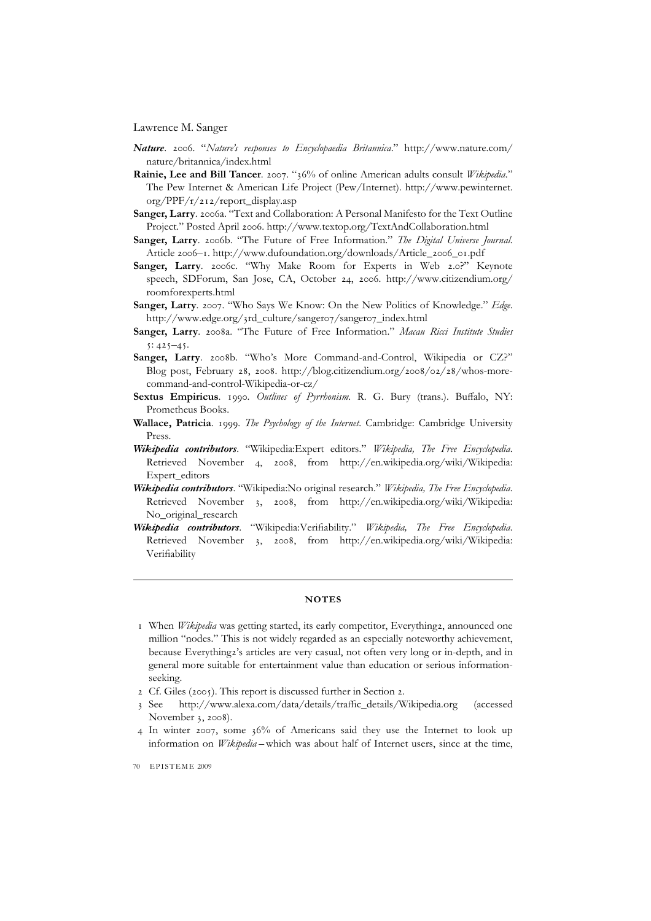***Nature***. 2006. "*Nature's responses to Encyclopaedia Britannica*." http://www.nature.com/nature/britannica/index.html

**Rainie, Lee and Bill Tancer**. 2007. "36% of online American adults consult *Wikipedia*." The Pew Internet & American Life Project (Pew/Internet). http://www.pewinternet.org/PPF/r/212/report_display.asp

**Sanger, Larry**. 2006a. "Text and Collaboration: A Personal Manifesto for the Text Outline Project." Posted April 2006. http://www.textop.org/TextAndCollaboration.html

**Sanger, Larry**. 2006b. "The Future of Free Information." *The Digital Universe Journal*. Article 2006–1. http://www.dufoundation.org/downloads/Article_2006_01.pdf

**Sanger, Larry**. 2006c. "Why Make Room for Experts in Web 2.0?" Keynote speech, SDForum, San Jose, CA, October 24, 2006. http://www.citizendium.org/roomforexperts.html

**Sanger, Larry**. 2007. "Who Says We Know: On the New Politics of Knowledge." *Edge*. http://www.edge.org/3rd_culture/sanger07/sanger07_index.html

**Sanger, Larry**. 2008a. "The Future of Free Information." *Macau Ricci Institute Studies* 5: 425–45.

**Sanger, Larry**. 2008b. "Who's More Command-and-Control, Wikipedia or CZ?" Blog post, February 28, 2008. http://blog.citizendium.org/2008/02/28/whos-more-command-and-control-Wikipedia-or-cz/

**Sextus Empiricus**. 1990. *Outlines of Pyrrhonism*. R. G. Bury (trans.). Buffalo, NY: Prometheus Books.

**Wallace, Patricia**. 1999. *The Psychology of the Internet*. Cambridge: Cambridge University Press.

***Wikipedia contributors***. "Wikipedia:Expert editors." *Wikipedia, The Free Encyclopedia*. Retrieved November 4, 2008, from http://en.wikipedia.org/wiki/Wikipedia:Expert_editors

***Wikipedia contributors***. "Wikipedia:No original research." *Wikipedia, The Free Encyclopedia*. Retrieved November 3, 2008, from http://en.wikipedia.org/wiki/Wikipedia:No_original_research

***Wikipedia contributors***. "Wikipedia:Verifiability." *Wikipedia, The Free Encyclopedia*. Retrieved November 3, 2008, from http://en.wikipedia.org/wiki/Wikipedia:Verifiability

---

## NOTES

1 When *Wikipedia* was getting started, its early competitor, Everything2, announced one million "nodes." This is not widely regarded as an especially noteworthy achievement, because Everything2's articles are very casual, not often very long or in-depth, and in general more suitable for entertainment value than education or serious information-seeking.

2 Cf. Giles (2005). This report is discussed further in Section 2.

3 See http://www.alexa.com/data/details/traffic_details/Wikipedia.org (accessed November 3, 2008).

4 In winter 2007, some 36% of Americans said they use the Internet to look up information on *Wikipedia* – which was about half of Internet users, since at the time,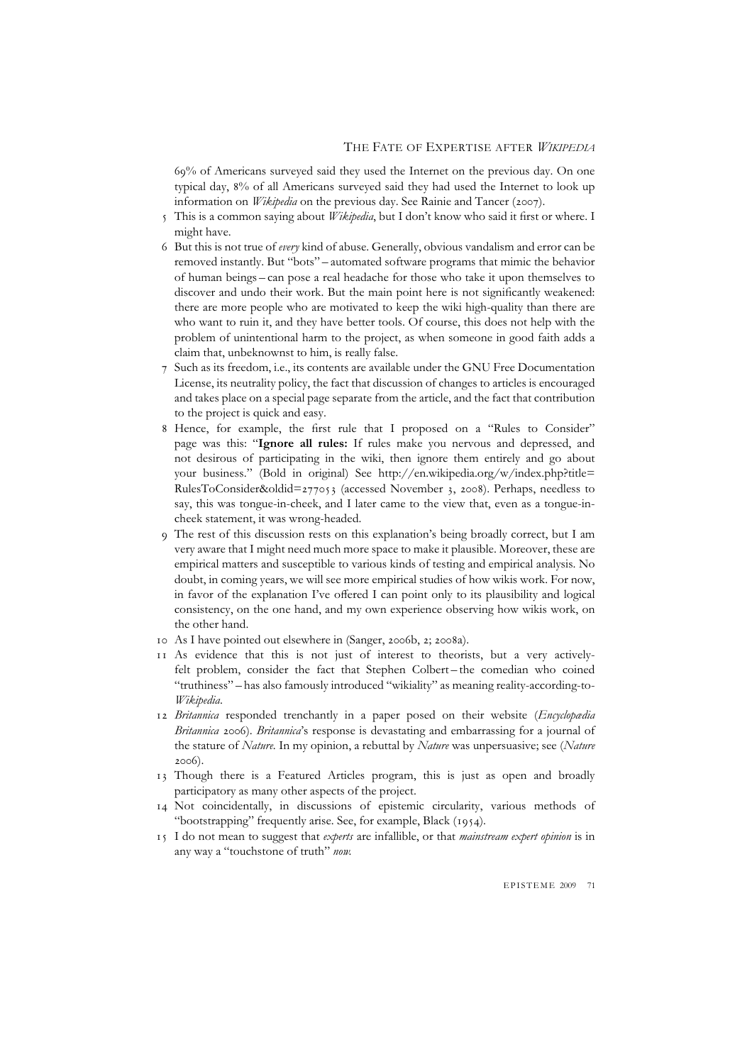69% of Americans surveyed said they used the Internet on the previous day. On one typical day, 8% of all Americans surveyed said they had used the Internet to look up information on *Wikipedia* on the previous day. See Rainie and Tancer (2007).

5 This is a common saying about *Wikipedia*, but I don't know who said it first or where. I might have.

6 But this is not true of *every* kind of abuse. Generally, obvious vandalism and error can be removed instantly. But "bots" – automated software programs that mimic the behavior of human beings – can pose a real headache for those who take it upon themselves to discover and undo their work. But the main point here is not significantly weakened: there are more people who are motivated to keep the wiki high-quality than there are who want to ruin it, and they have better tools. Of course, this does not help with the problem of unintentional harm to the project, as when someone in good faith adds a claim that, unbeknownst to him, is really false.

7 Such as its freedom, i.e., its contents are available under the GNU Free Documentation License, its neutrality policy, the fact that discussion of changes to articles is encouraged and takes place on a special page separate from the article, and the fact that contribution to the project is quick and easy.

8 Hence, for example, the first rule that I proposed on a "Rules to Consider" page was this: "**Ignore all rules:** If rules make you nervous and depressed, and not desirous of participating in the wiki, then ignore them entirely and go about your business." (Bold in original) See http://en.wikipedia.org/w/index.php?title=RulesToConsider&oldid=277053 (accessed November 3, 2008). Perhaps, needless to say, this was tongue-in-cheek, and I later came to the view that, even as a tongue-in-cheek statement, it was wrong-headed.

9 The rest of this discussion rests on this explanation's being broadly correct, but I am very aware that I might need much more space to make it plausible. Moreover, these are empirical matters and susceptible to various kinds of testing and empirical analysis. No doubt, in coming years, we will see more empirical studies of how wikis work. For now, in favor of the explanation I've offered I can point only to its plausibility and logical consistency, on the one hand, and my own experience observing how wikis work, on the other hand.

10 As I have pointed out elsewhere in (Sanger, 2006b, 2; 2008a).

11 As evidence that this is not just of interest to theorists, but a very actively-felt problem, consider the fact that Stephen Colbert – the comedian who coined "truthiness" – has also famously introduced "wikiality" as meaning reality-according-to-*Wikipedia*.

12 *Britannica* responded trenchantly in a paper posed on their website (*Encyclopædia Britannica* 2006). *Britannica*'s response is devastating and embarrassing for a journal of the stature of *Nature*. In my opinion, a rebuttal by *Nature* was unpersuasive; see (*Nature* 2006).

13 Though there is a Featured Articles program, this is just as open and broadly participatory as many other aspects of the project.

14 Not coincidentally, in discussions of epistemic circularity, various methods of "bootstrapping" frequently arise. See, for example, Black (1954).

15 I do not mean to suggest that *experts* are infallible, or that *mainstream expert opinion* is in any way a "touchstone of truth" *now*.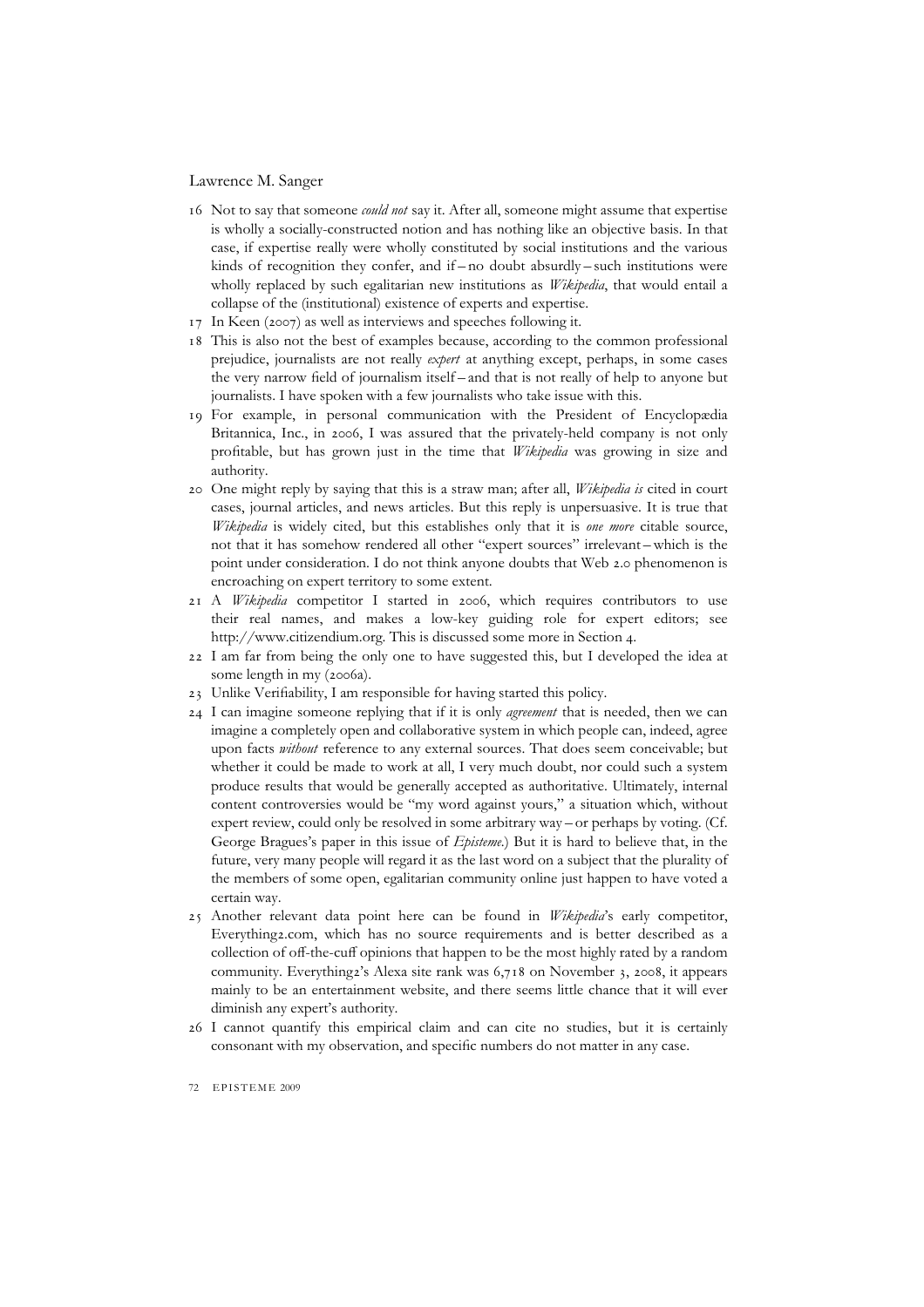16 Not to say that someone *could not* say it. After all, someone might assume that expertise is wholly a socially-constructed notion and has nothing like an objective basis. In that case, if expertise really were wholly constituted by social institutions and the various kinds of recognition they confer, and if – no doubt absurdly – such institutions were wholly replaced by such egalitarian new institutions as *Wikipedia*, that would entail a collapse of the (institutional) existence of experts and expertise.

17 In Keen (2007) as well as interviews and speeches following it.

18 This is also not the best of examples because, according to the common professional prejudice, journalists are not really *expert* at anything except, perhaps, in some cases the very narrow field of journalism itself – and that is not really of help to anyone but journalists. I have spoken with a few journalists who take issue with this.

19 For example, in personal communication with the President of Encyclopædia Britannica, Inc., in 2006, I was assured that the privately-held company is not only profitable, but has grown just in the time that *Wikipedia* was growing in size and authority.

20 One might reply by saying that this is a straw man; after all, *Wikipedia is* cited in court cases, journal articles, and news articles. But this reply is unpersuasive. It is true that *Wikipedia* is widely cited, but this establishes only that it is *one more* citable source, not that it has somehow rendered all other "expert sources" irrelevant – which is the point under consideration. I do not think anyone doubts that Web 2.0 phenomenon is encroaching on expert territory to some extent.

21 A *Wikipedia* competitor I started in 2006, which requires contributors to use their real names, and makes a low-key guiding role for expert editors; see http://www.citizendium.org. This is discussed some more in Section 4.

22 I am far from being the only one to have suggested this, but I developed the idea at some length in my (2006a).

23 Unlike Verifiability, I am responsible for having started this policy.

24 I can imagine someone replying that if it is only *agreement* that is needed, then we can imagine a completely open and collaborative system in which people can, indeed, agree upon facts *without* reference to any external sources. That does seem conceivable; but whether it could be made to work at all, I very much doubt, nor could such a system produce results that would be generally accepted as authoritative. Ultimately, internal content controversies would be "my word against yours," a situation which, without expert review, could only be resolved in some arbitrary way – or perhaps by voting. (Cf. George Bragues's paper in this issue of *Episteme*.) But it is hard to believe that, in the future, very many people will regard it as the last word on a subject that the plurality of the members of some open, egalitarian community online just happen to have voted a certain way.

25 Another relevant data point here can be found in *Wikipedia*'s early competitor, Everything2.com, which has no source requirements and is better described as a collection of off-the-cuff opinions that happen to be the most highly rated by a random community. Everything2's Alexa site rank was 6,718 on November 3, 2008, it appears mainly to be an entertainment website, and there seems little chance that it will ever diminish any expert's authority.

26 I cannot quantify this empirical claim and can cite no studies, but it is certainly consonant with my observation, and specific numbers do not matter in any case.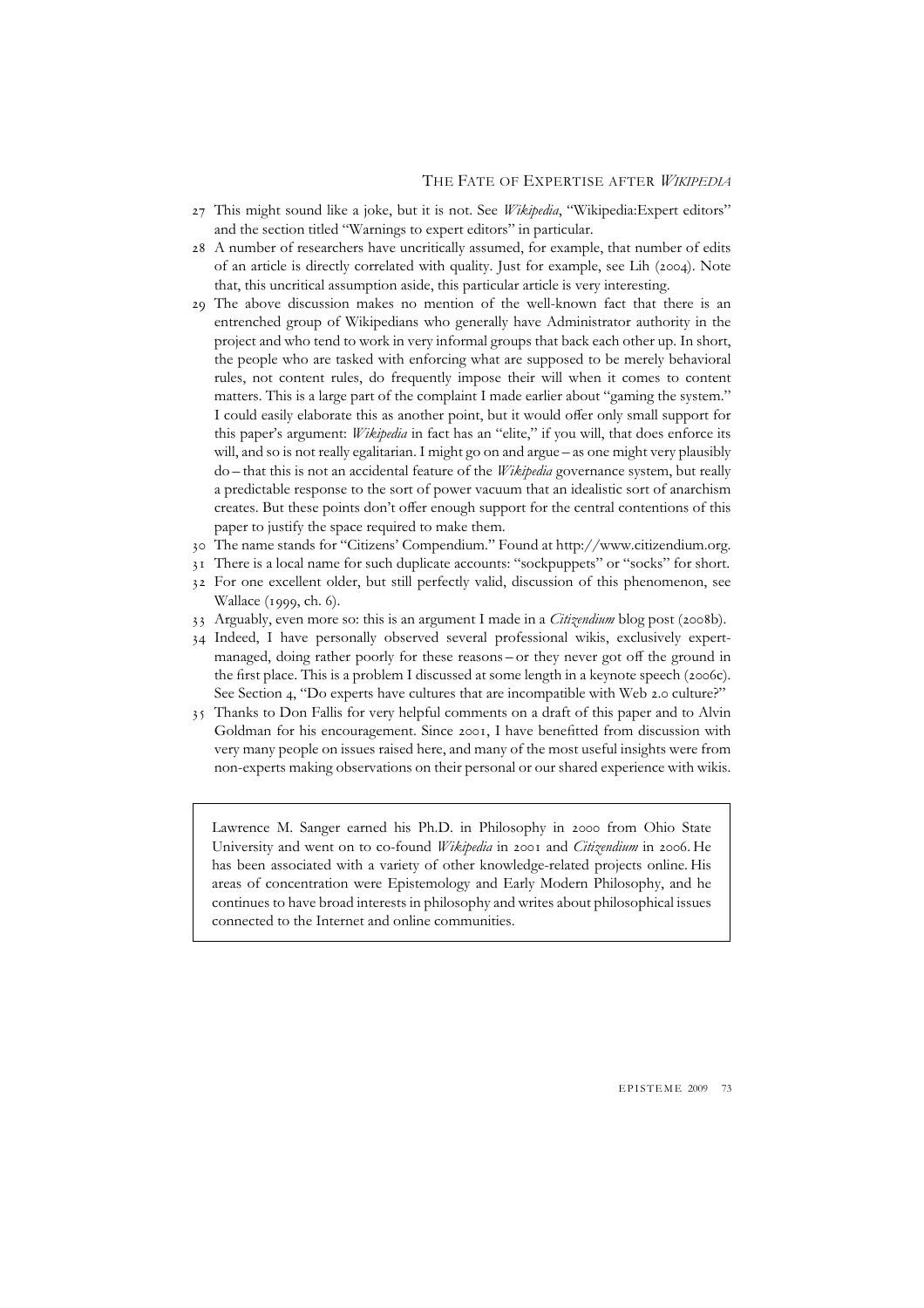27 This might sound like a joke, but it is not. See *Wikipedia*, "Wikipedia:Expert editors" and the section titled "Warnings to expert editors" in particular.

28 A number of researchers have uncritically assumed, for example, that number of edits of an article is directly correlated with quality. Just for example, see Lih (2004). Note that, this uncritical assumption aside, this particular article is very interesting.

29 The above discussion makes no mention of the well-known fact that there is an entrenched group of Wikipedians who generally have Administrator authority in the project and who tend to work in very informal groups that back each other up. In short, the people who are tasked with enforcing what are supposed to be merely behavioral rules, not content rules, do frequently impose their will when it comes to content matters. This is a large part of the complaint I made earlier about "gaming the system." I could easily elaborate this as another point, but it would offer only small support for this paper's argument: *Wikipedia* in fact has an "elite," if you will, that does enforce its will, and so is not really egalitarian. I might go on and argue – as one might very plausibly do – that this is not an accidental feature of the *Wikipedia* governance system, but really a predictable response to the sort of power vacuum that an idealistic sort of anarchism creates. But these points don't offer enough support for the central contentions of this paper to justify the space required to make them.

30 The name stands for "Citizens' Compendium." Found at http://www.citizendium.org.

31 There is a local name for such duplicate accounts: "sockpuppets" or "socks" for short.

32 For one excellent older, but still perfectly valid, discussion of this phenomenon, see Wallace (1999, ch. 6).

33 Arguably, even more so: this is an argument I made in a *Citizendium* blog post (2008b).

34 Indeed, I have personally observed several professional wikis, exclusively expert-managed, doing rather poorly for these reasons – or they never got off the ground in the first place. This is a problem I discussed at some length in a keynote speech (2006c). See Section 4, "Do experts have cultures that are incompatible with Web 2.0 culture?"

35 Thanks to Don Fallis for very helpful comments on a draft of this paper and to Alvin Goldman for his encouragement. Since 2001, I have benefitted from discussion with very many people on issues raised here, and many of the most useful insights were from non-experts making observations on their personal or our shared experience with wikis.

Lawrence M. Sanger earned his Ph.D. in Philosophy in 2000 from Ohio State University and went on to co-found *Wikipedia* in 2001 and *Citizendium* in 2006. He has been associated with a variety of other knowledge-related projects online. His areas of concentration were Epistemology and Early Modern Philosophy, and he continues to have broad interests in philosophy and writes about philosophical issues connected to the Internet and online communities.